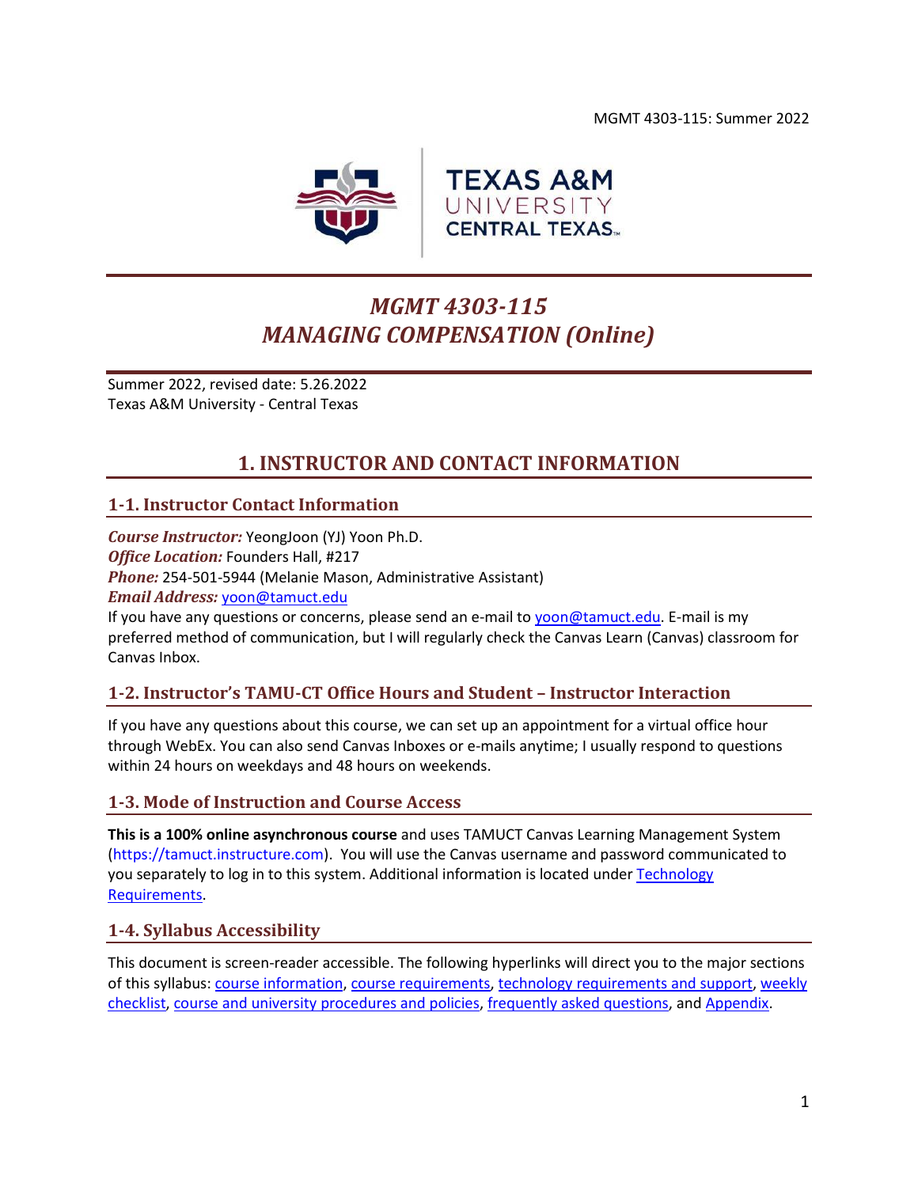# MGMT 4303-115
# MANAGING COMPENSATION (Online)

Summer 2022, revised date: 5.26.2022
Texas A&M University - Central Texas

## 1. INSTRUCTOR AND CONTACT INFORMATION

### 1-1. Instructor Contact Information

***Course Instructor:*** YeongJoon (YJ) Yoon Ph.D.
***Office Location:*** Founders Hall, #217
***Phone:*** 254-501-5944 (Melanie Mason, Administrative Assistant)
***Email Address:*** yoon@tamuct.edu
If you have any questions or concerns, please send an e-mail to yoon@tamuct.edu. E-mail is my preferred method of communication, but I will regularly check the Canvas Learn (Canvas) classroom for Canvas Inbox.

### 1-2. Instructor's TAMU-CT Office Hours and Student – Instructor Interaction

If you have any questions about this course, we can set up an appointment for a virtual office hour through WebEx. You can also send Canvas Inboxes or e-mails anytime; I usually respond to questions within 24 hours on weekdays and 48 hours on weekends.

### 1-3. Mode of Instruction and Course Access

**This is a 100% online asynchronous course** and uses TAMUCT Canvas Learning Management System (https://tamuct.instructure.com). You will use the Canvas username and password communicated to you separately to log in to this system. Additional information is located under Technology Requirements.

### 1-4. Syllabus Accessibility

This document is screen-reader accessible. The following hyperlinks will direct you to the major sections of this syllabus: course information, course requirements, technology requirements and support, weekly checklist, course and university procedures and policies, frequently asked questions, and Appendix.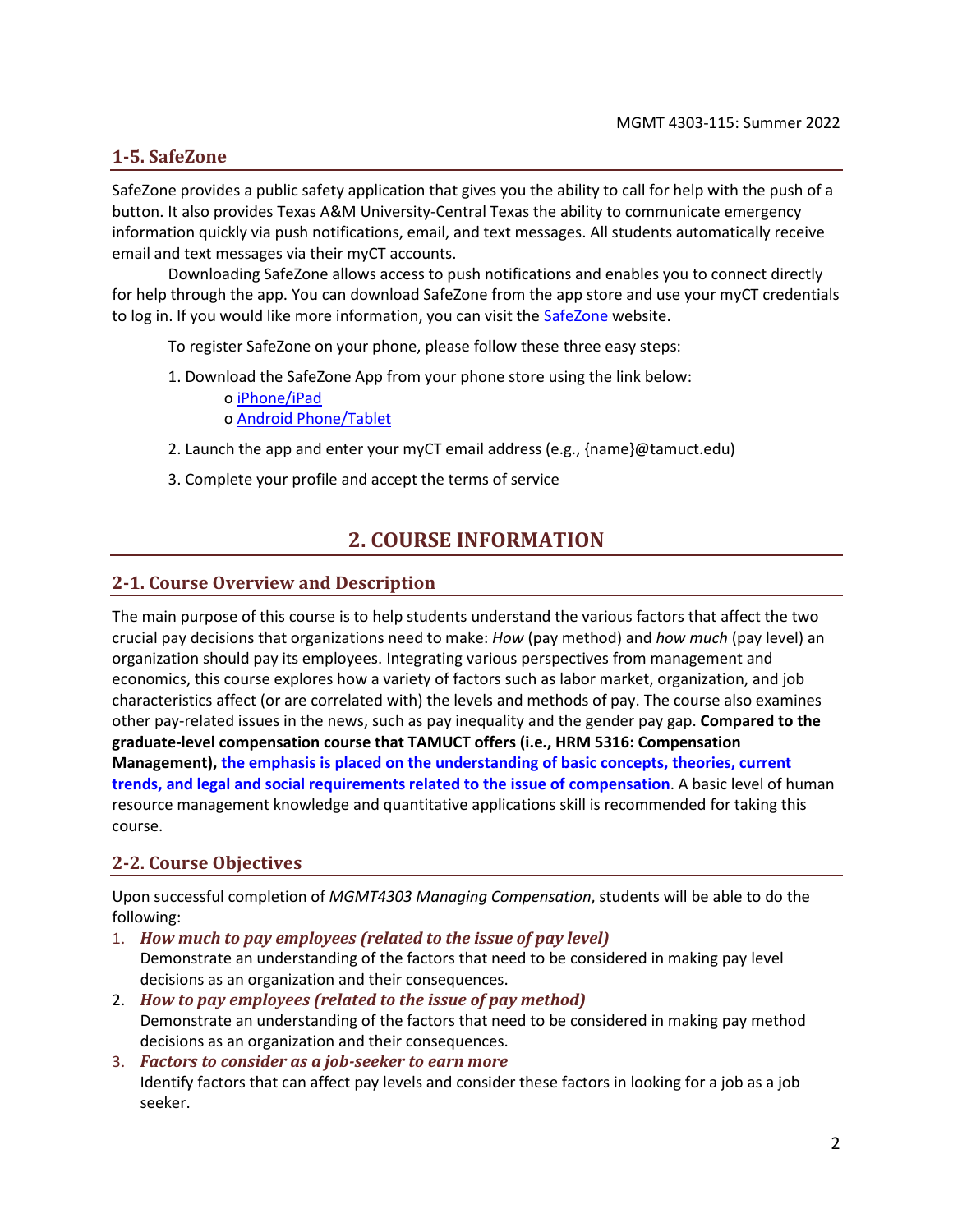### 1-5. SafeZone

SafeZone provides a public safety application that gives you the ability to call for help with the push of a button. It also provides Texas A&M University-Central Texas the ability to communicate emergency information quickly via push notifications, email, and text messages. All students automatically receive email and text messages via their myCT accounts.

Downloading SafeZone allows access to push notifications and enables you to connect directly for help through the app. You can download SafeZone from the app store and use your myCT credentials to log in. If you would like more information, you can visit the SafeZone website.

To register SafeZone on your phone, please follow these three easy steps:

1. Download the SafeZone App from your phone store using the link below:
   - o iPhone/iPad
   - o Android Phone/Tablet
2. Launch the app and enter your myCT email address (e.g., {name}@tamuct.edu)
3. Complete your profile and accept the terms of service

## 2. COURSE INFORMATION

### 2-1. Course Overview and Description

The main purpose of this course is to help students understand the various factors that affect the two crucial pay decisions that organizations need to make: *How* (pay method) and *how much* (pay level) an organization should pay its employees. Integrating various perspectives from management and economics, this course explores how a variety of factors such as labor market, organization, and job characteristics affect (or are correlated with) the levels and methods of pay. The course also examines other pay-related issues in the news, such as pay inequality and the gender pay gap. **Compared to the graduate-level compensation course that TAMUCT offers (i.e., HRM 5316: Compensation Management), the emphasis is placed on the understanding of basic concepts, theories, current trends, and legal and social requirements related to the issue of compensation**. A basic level of human resource management knowledge and quantitative applications skill is recommended for taking this course.

### 2-2. Course Objectives

Upon successful completion of *MGMT4303 Managing Compensation*, students will be able to do the following:

1. ***How much to pay employees (related to the issue of pay level)***
   Demonstrate an understanding of the factors that need to be considered in making pay level decisions as an organization and their consequences.
2. ***How to pay employees (related to the issue of pay method)***
   Demonstrate an understanding of the factors that need to be considered in making pay method decisions as an organization and their consequences.
3. ***Factors to consider as a job-seeker to earn more***
   Identify factors that can affect pay levels and consider these factors in looking for a job as a job seeker.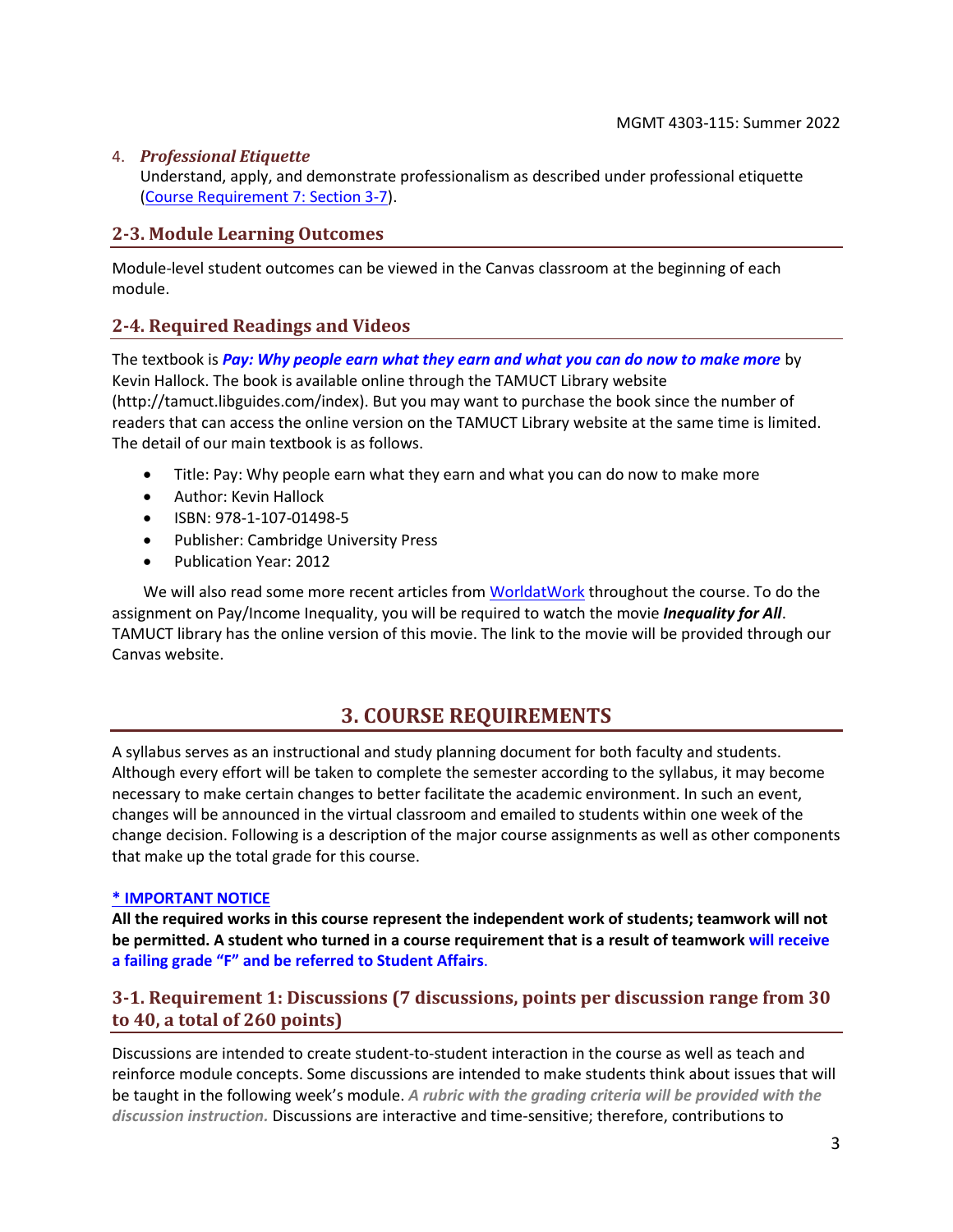4. ***Professional Etiquette***
   Understand, apply, and demonstrate professionalism as described under professional etiquette (Course Requirement 7: Section 3-7).

## 2-3. Module Learning Outcomes

Module-level student outcomes can be viewed in the Canvas classroom at the beginning of each module.

## 2-4. Required Readings and Videos

The textbook is ***Pay: Why people earn what they earn and what you can do now to make more*** by Kevin Hallock. The book is available online through the TAMUCT Library website (http://tamuct.libguides.com/index). But you may want to purchase the book since the number of readers that can access the online version on the TAMUCT Library website at the same time is limited. The detail of our main textbook is as follows.

- Title: Pay: Why people earn what they earn and what you can do now to make more
- Author: Kevin Hallock
- ISBN: 978-1-107-01498-5
- Publisher: Cambridge University Press
- Publication Year: 2012

We will also read some more recent articles from WorldatWork throughout the course. To do the assignment on Pay/Income Inequality, you will be required to watch the movie ***Inequality for All***. TAMUCT library has the online version of this movie. The link to the movie will be provided through our Canvas website.

# 3. COURSE REQUIREMENTS

A syllabus serves as an instructional and study planning document for both faculty and students. Although every effort will be taken to complete the semester according to the syllabus, it may become necessary to make certain changes to better facilitate the academic environment. In such an event, changes will be announced in the virtual classroom and emailed to students within one week of the change decision. Following is a description of the major course assignments as well as other components that make up the total grade for this course.

**\* IMPORTANT NOTICE**

**All the required works in this course represent the independent work of students; teamwork will not be permitted. A student who turned in a course requirement that is a result of teamwork will receive a failing grade "F" and be referred to Student Affairs.**

## 3-1. Requirement 1: Discussions (7 discussions, points per discussion range from 30 to 40, a total of 260 points)

Discussions are intended to create student-to-student interaction in the course as well as teach and reinforce module concepts. Some discussions are intended to make students think about issues that will be taught in the following week's module. ***A rubric with the grading criteria will be provided with the discussion instruction.*** Discussions are interactive and time-sensitive; therefore, contributions to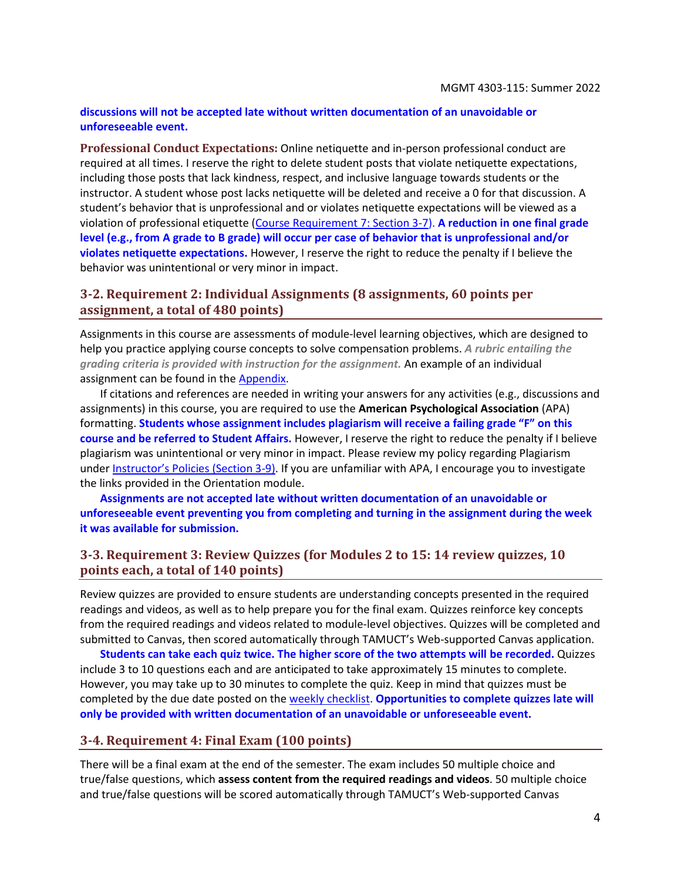**discussions will not be accepted late without written documentation of an unavoidable or unforeseeable event.**

**Professional Conduct Expectations:** Online netiquette and in-person professional conduct are required at all times. I reserve the right to delete student posts that violate netiquette expectations, including those posts that lack kindness, respect, and inclusive language towards students or the instructor. A student whose post lacks netiquette will be deleted and receive a 0 for that discussion. A student's behavior that is unprofessional and or violates netiquette expectations will be viewed as a violation of professional etiquette (Course Requirement 7: Section 3-7). **A reduction in one final grade level (e.g., from A grade to B grade) will occur per case of behavior that is unprofessional and/or violates netiquette expectations.** However, I reserve the right to reduce the penalty if I believe the behavior was unintentional or very minor in impact.

## 3-2. Requirement 2: Individual Assignments (8 assignments, 60 points per assignment, a total of 480 points)

Assignments in this course are assessments of module-level learning objectives, which are designed to help you practice applying course concepts to solve compensation problems. ***A rubric entailing the grading criteria is provided with instruction for the assignment.*** An example of an individual assignment can be found in the Appendix.

If citations and references are needed in writing your answers for any activities (e.g., discussions and assignments) in this course, you are required to use the **American Psychological Association** (APA) formatting. **Students whose assignment includes plagiarism will receive a failing grade "F" on this course and be referred to Student Affairs.** However, I reserve the right to reduce the penalty if I believe plagiarism was unintentional or very minor in impact. Please review my policy regarding Plagiarism under Instructor's Policies (Section 3-9). If you are unfamiliar with APA, I encourage you to investigate the links provided in the Orientation module.

**Assignments are not accepted late without written documentation of an unavoidable or unforeseeable event preventing you from completing and turning in the assignment during the week it was available for submission.**

## 3-3. Requirement 3: Review Quizzes (for Modules 2 to 15: 14 review quizzes, 10 points each, a total of 140 points)

Review quizzes are provided to ensure students are understanding concepts presented in the required readings and videos, as well as to help prepare you for the final exam. Quizzes reinforce key concepts from the required readings and videos related to module-level objectives. Quizzes will be completed and submitted to Canvas, then scored automatically through TAMUCT's Web-supported Canvas application.

**Students can take each quiz twice. The higher score of the two attempts will be recorded.** Quizzes include 3 to 10 questions each and are anticipated to take approximately 15 minutes to complete. However, you may take up to 30 minutes to complete the quiz. Keep in mind that quizzes must be completed by the due date posted on the weekly checklist. **Opportunities to complete quizzes late will only be provided with written documentation of an unavoidable or unforeseeable event.**

## 3-4. Requirement 4: Final Exam (100 points)

There will be a final exam at the end of the semester. The exam includes 50 multiple choice and true/false questions, which **assess content from the required readings and videos**. 50 multiple choice and true/false questions will be scored automatically through TAMUCT's Web-supported Canvas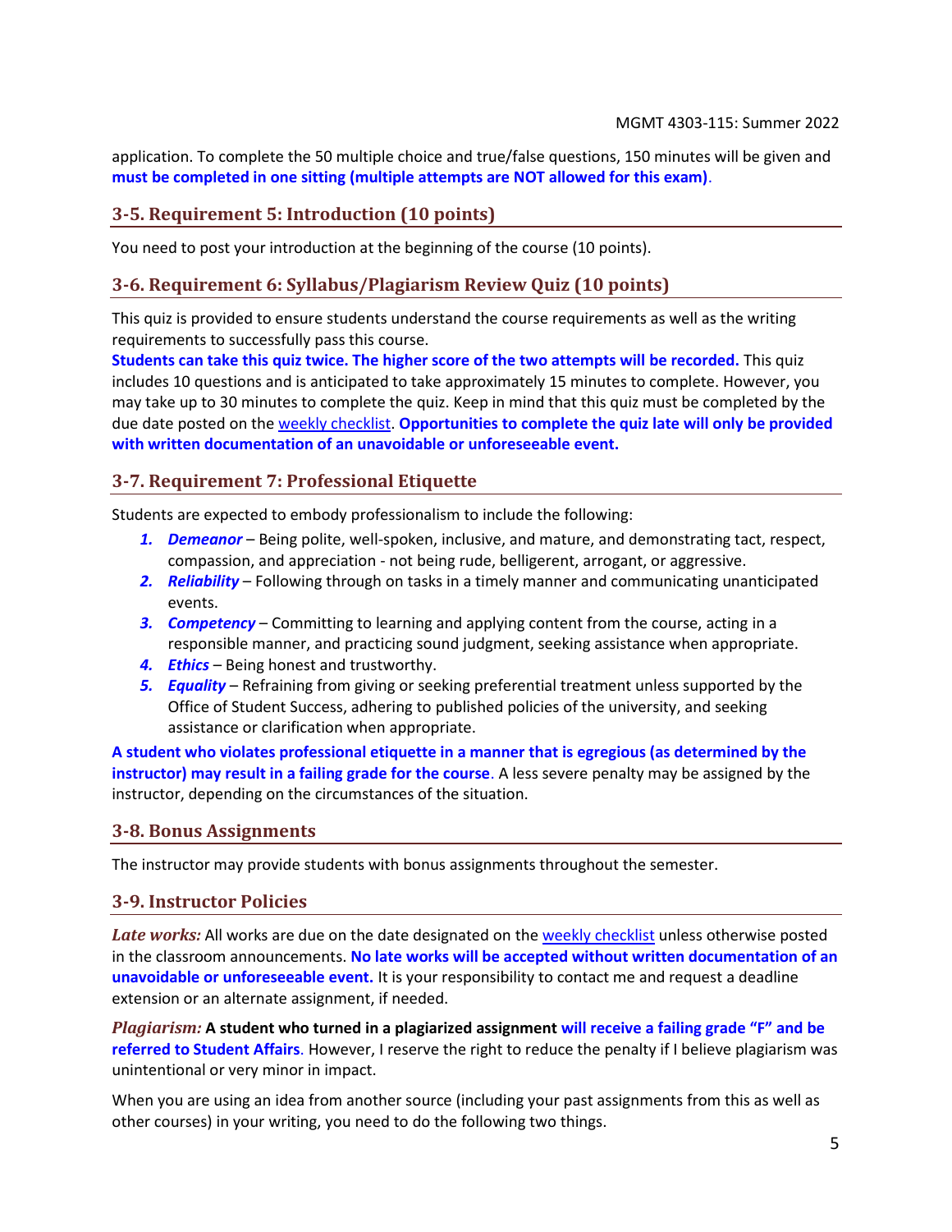application. To complete the 50 multiple choice and true/false questions, 150 minutes will be given and **must be completed in one sitting (multiple attempts are NOT allowed for this exam)**.

## 3-5. Requirement 5: Introduction (10 points)

You need to post your introduction at the beginning of the course (10 points).

## 3-6. Requirement 6: Syllabus/Plagiarism Review Quiz (10 points)

This quiz is provided to ensure students understand the course requirements as well as the writing requirements to successfully pass this course.
**Students can take this quiz twice. The higher score of the two attempts will be recorded.** This quiz includes 10 questions and is anticipated to take approximately 15 minutes to complete. However, you may take up to 30 minutes to complete the quiz. Keep in mind that this quiz must be completed by the due date posted on the weekly checklist. **Opportunities to complete the quiz late will only be provided with written documentation of an unavoidable or unforeseeable event.**

## 3-7. Requirement 7: Professional Etiquette

Students are expected to embody professionalism to include the following:

1. ***Demeanor*** – Being polite, well-spoken, inclusive, and mature, and demonstrating tact, respect, compassion, and appreciation - not being rude, belligerent, arrogant, or aggressive.
2. ***Reliability*** – Following through on tasks in a timely manner and communicating unanticipated events.
3. ***Competency*** – Committing to learning and applying content from the course, acting in a responsible manner, and practicing sound judgment, seeking assistance when appropriate.
4. ***Ethics*** – Being honest and trustworthy.
5. ***Equality*** – Refraining from giving or seeking preferential treatment unless supported by the Office of Student Success, adhering to published policies of the university, and seeking assistance or clarification when appropriate.

**A student who violates professional etiquette in a manner that is egregious (as determined by the instructor) may result in a failing grade for the course**. A less severe penalty may be assigned by the instructor, depending on the circumstances of the situation.

## 3-8. Bonus Assignments

The instructor may provide students with bonus assignments throughout the semester.

## 3-9. Instructor Policies

*Late works:* All works are due on the date designated on the weekly checklist unless otherwise posted in the classroom announcements. **No late works will be accepted without written documentation of an unavoidable or unforeseeable event.** It is your responsibility to contact me and request a deadline extension or an alternate assignment, if needed.

*Plagiarism:* **A student who turned in a plagiarized assignment will receive a failing grade "F" and be referred to Student Affairs**. However, I reserve the right to reduce the penalty if I believe plagiarism was unintentional or very minor in impact.

When you are using an idea from another source (including your past assignments from this as well as other courses) in your writing, you need to do the following two things.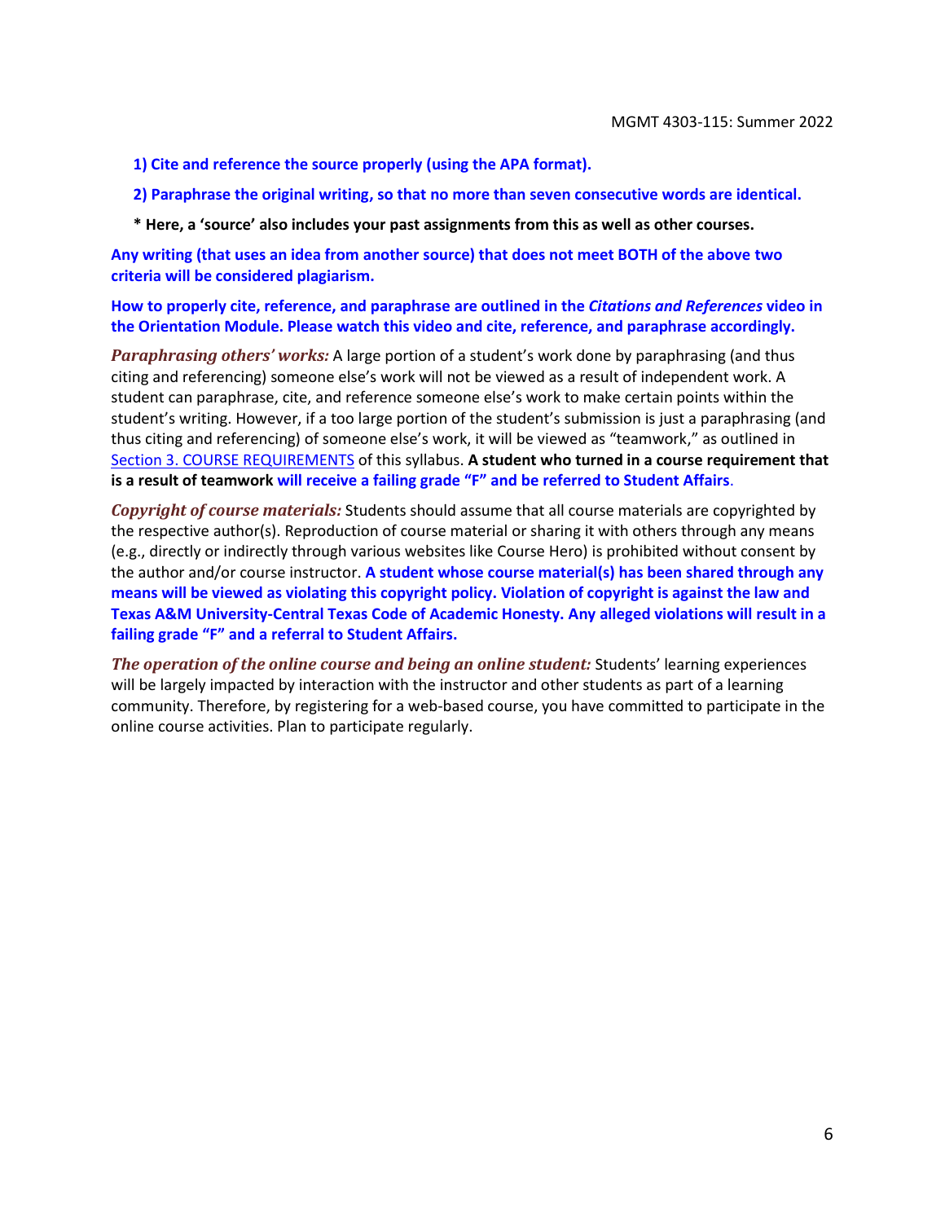**1) Cite and reference the source properly (using the APA format).**

**2) Paraphrase the original writing, so that no more than seven consecutive words are identical.**

**\* Here, a 'source' also includes your past assignments from this as well as other courses.**

**Any writing (that uses an idea from another source) that does not meet BOTH of the above two criteria will be considered plagiarism.**

**How to properly cite, reference, and paraphrase are outlined in the *Citations and References* video in the Orientation Module. Please watch this video and cite, reference, and paraphrase accordingly.**

***Paraphrasing others' works:*** A large portion of a student's work done by paraphrasing (and thus citing and referencing) someone else's work will not be viewed as a result of independent work. A student can paraphrase, cite, and reference someone else's work to make certain points within the student's writing. However, if a too large portion of the student's submission is just a paraphrasing (and thus citing and referencing) of someone else's work, it will be viewed as "teamwork," as outlined in Section 3. COURSE REQUIREMENTS of this syllabus. **A student who turned in a course requirement that is a result of teamwork will receive a failing grade "F" and be referred to Student Affairs**.

***Copyright of course materials:*** Students should assume that all course materials are copyrighted by the respective author(s). Reproduction of course material or sharing it with others through any means (e.g., directly or indirectly through various websites like Course Hero) is prohibited without consent by the author and/or course instructor. **A student whose course material(s) has been shared through any means will be viewed as violating this copyright policy. Violation of copyright is against the law and Texas A&M University-Central Texas Code of Academic Honesty. Any alleged violations will result in a failing grade "F" and a referral to Student Affairs.**

***The operation of the online course and being an online student:*** Students' learning experiences will be largely impacted by interaction with the instructor and other students as part of a learning community. Therefore, by registering for a web-based course, you have committed to participate in the online course activities. Plan to participate regularly.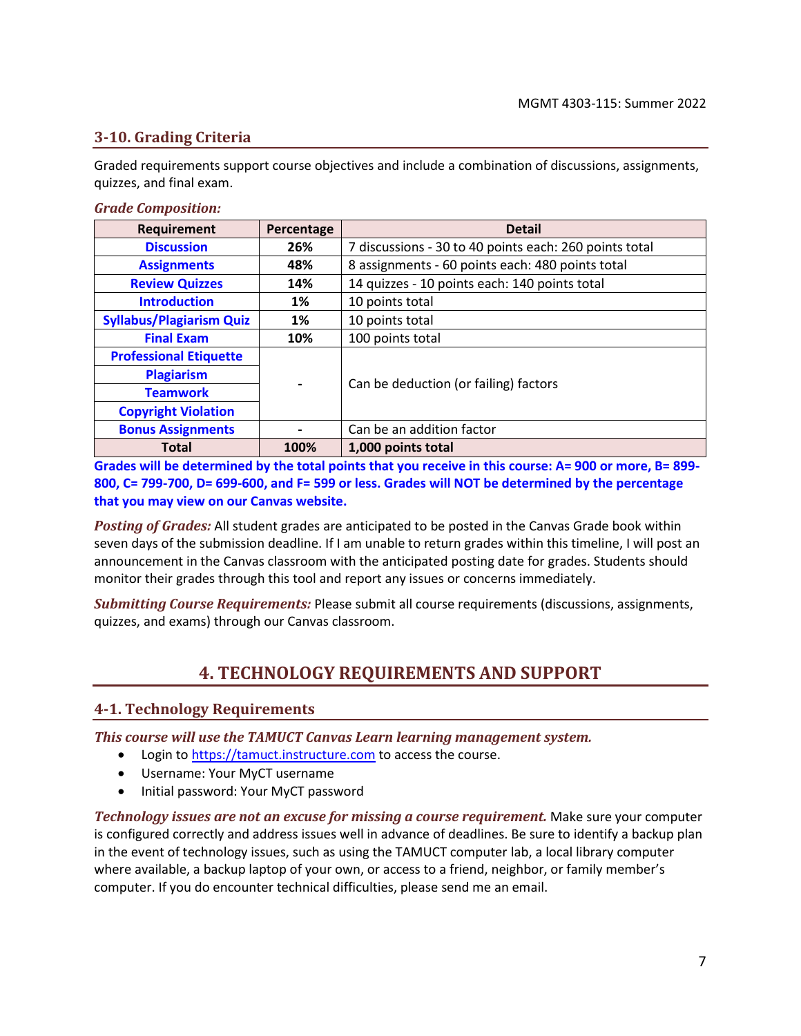### 3-10. Grading Criteria

Graded requirements support course objectives and include a combination of discussions, assignments, quizzes, and final exam.

***Grade Composition:***

| Requirement | Percentage | Detail |
|---|---|---|
| **Discussion** | **26%** | 7 discussions - 30 to 40 points each: 260 points total |
| **Assignments** | **48%** | 8 assignments - 60 points each: 480 points total |
| **Review Quizzes** | **14%** | 14 quizzes - 10 points each: 140 points total |
| **Introduction** | **1%** | 10 points total |
| **Syllabus/Plagiarism Quiz** | **1%** | 10 points total |
| **Final Exam** | **10%** | 100 points total |
| **Professional Etiquette** | - | Can be deduction (or failing) factors |
| **Plagiarism** | | |
| **Teamwork** | | |
| **Copyright Violation** | | |
| **Bonus Assignments** | - | Can be an addition factor |
| **Total** | **100%** | **1,000 points total** |

**Grades will be determined by the total points that you receive in this course: A= 900 or more, B= 899-800, C= 799-700, D= 699-600, and F= 599 or less. Grades will NOT be determined by the percentage that you may view on our Canvas website.**

***Posting of Grades:*** All student grades are anticipated to be posted in the Canvas Grade book within seven days of the submission deadline. If I am unable to return grades within this timeline, I will post an announcement in the Canvas classroom with the anticipated posting date for grades. Students should monitor their grades through this tool and report any issues or concerns immediately.

***Submitting Course Requirements:*** Please submit all course requirements (discussions, assignments, quizzes, and exams) through our Canvas classroom.

## 4. TECHNOLOGY REQUIREMENTS AND SUPPORT

### 4-1. Technology Requirements

***This course will use the TAMUCT Canvas Learn learning management system.***

- Login to https://tamuct.instructure.com to access the course.
- Username: Your MyCT username
- Initial password: Your MyCT password

***Technology issues are not an excuse for missing a course requirement.*** Make sure your computer is configured correctly and address issues well in advance of deadlines. Be sure to identify a backup plan in the event of technology issues, such as using the TAMUCT computer lab, a local library computer where available, a backup laptop of your own, or access to a friend, neighbor, or family member's computer. If you do encounter technical difficulties, please send me an email.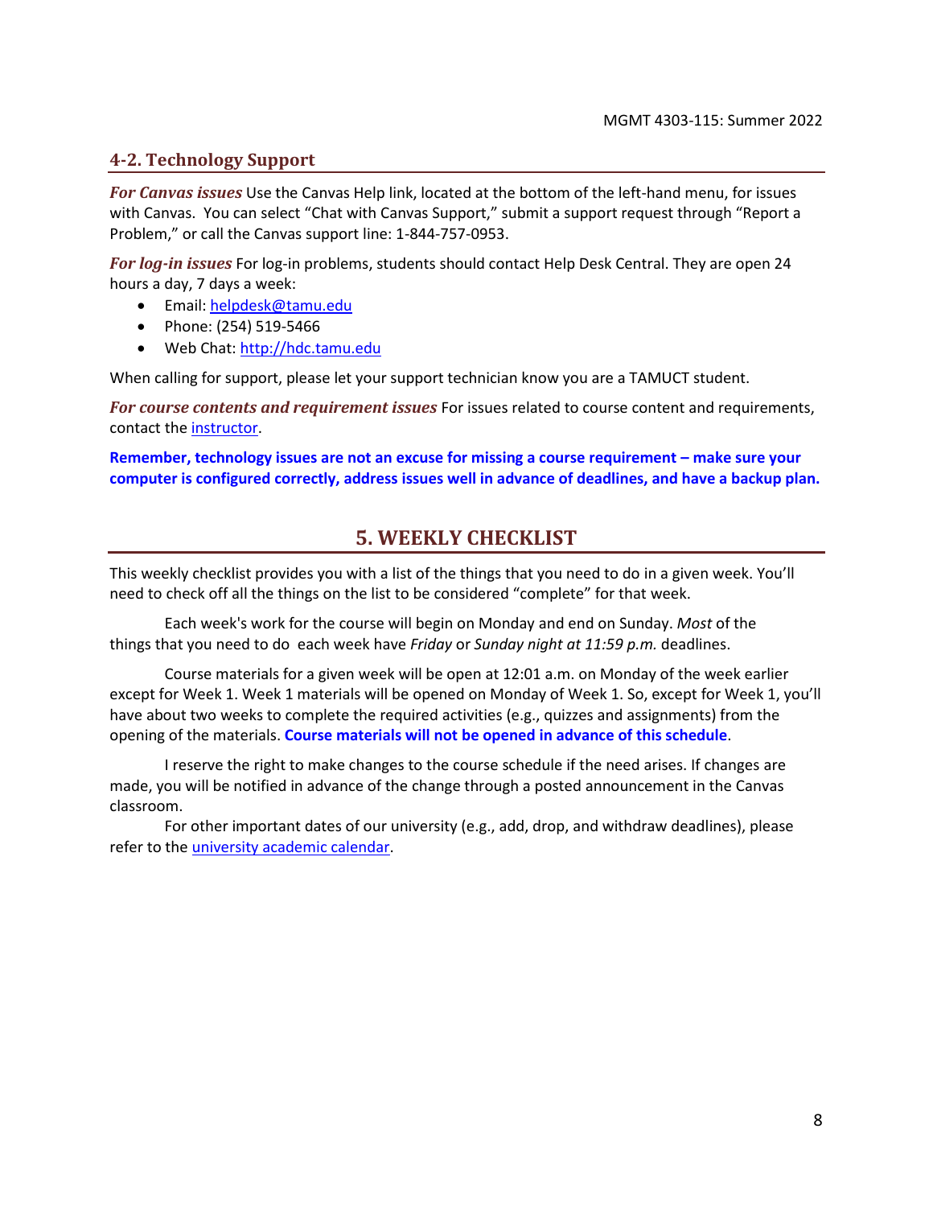### 4-2. Technology Support

***For Canvas issues*** Use the Canvas Help link, located at the bottom of the left-hand menu, for issues with Canvas. You can select "Chat with Canvas Support," submit a support request through "Report a Problem," or call the Canvas support line: 1-844-757-0953.

***For log-in issues*** For log-in problems, students should contact Help Desk Central. They are open 24 hours a day, 7 days a week:

- Email: [helpdesk@tamu.edu](mailto:helpdesk@tamu.edu)
- Phone: (254) 519-5466
- Web Chat: [http://hdc.tamu.edu](http://hdc.tamu.edu)

When calling for support, please let your support technician know you are a TAMUCT student.

***For course contents and requirement issues*** For issues related to course content and requirements, contact the instructor.

**Remember, technology issues are not an excuse for missing a course requirement – make sure your computer is configured correctly, address issues well in advance of deadlines, and have a backup plan.**

## 5. WEEKLY CHECKLIST

This weekly checklist provides you with a list of the things that you need to do in a given week. You'll need to check off all the things on the list to be considered "complete" for that week.

Each week's work for the course will begin on Monday and end on Sunday. *Most* of the things that you need to do each week have *Friday* or *Sunday night at 11:59 p.m.* deadlines.

Course materials for a given week will be open at 12:01 a.m. on Monday of the week earlier except for Week 1. Week 1 materials will be opened on Monday of Week 1. So, except for Week 1, you'll have about two weeks to complete the required activities (e.g., quizzes and assignments) from the opening of the materials. **Course materials will not be opened in advance of this schedule**.

I reserve the right to make changes to the course schedule if the need arises. If changes are made, you will be notified in advance of the change through a posted announcement in the Canvas classroom.

For other important dates of our university (e.g., add, drop, and withdraw deadlines), please refer to the university academic calendar.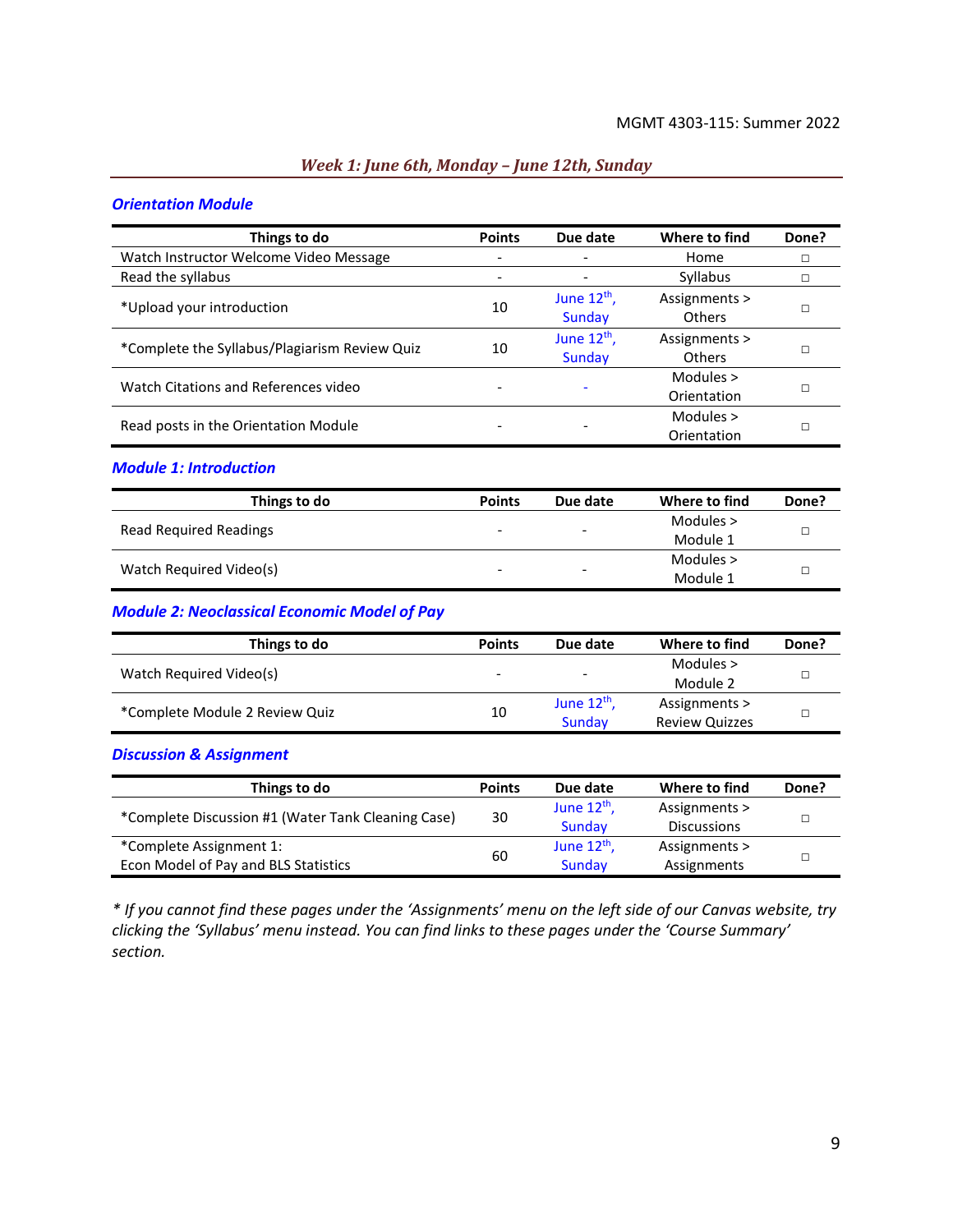## *Week 1: June 6th, Monday – June 12th, Sunday*

### *Orientation Module*

| Things to do | Points | Due date | Where to find | Done? |
|---|---|---|---|---|
| Watch Instructor Welcome Video Message | - | - | Home | □ |
| Read the syllabus | - | - | Syllabus | □ |
| *Upload your introduction | 10 | June 12th, Sunday | Assignments > Others | □ |
| *Complete the Syllabus/Plagiarism Review Quiz | 10 | June 12th, Sunday | Assignments > Others | □ |
| Watch Citations and References video | - | - | Modules > Orientation | □ |
| Read posts in the Orientation Module | - | - | Modules > Orientation | □ |

### *Module 1: Introduction*

| Things to do | Points | Due date | Where to find | Done? |
|---|---|---|---|---|
| Read Required Readings | - | - | Modules > Module 1 | □ |
| Watch Required Video(s) | - | - | Modules > Module 1 | □ |

### *Module 2: Neoclassical Economic Model of Pay*

| Things to do | Points | Due date | Where to find | Done? |
|---|---|---|---|---|
| Watch Required Video(s) | - | - | Modules > Module 2 | □ |
| *Complete Module 2 Review Quiz | 10 | June 12th, Sunday | Assignments > Review Quizzes | □ |

### *Discussion & Assignment*

| Things to do | Points | Due date | Where to find | Done? |
|---|---|---|---|---|
| *Complete Discussion #1 (Water Tank Cleaning Case) | 30 | June 12th, Sunday | Assignments > Discussions | □ |
| *Complete Assignment 1: Econ Model of Pay and BLS Statistics | 60 | June 12th, Sunday | Assignments > Assignments | □ |

*\* If you cannot find these pages under the 'Assignments' menu on the left side of our Canvas website, try clicking the 'Syllabus' menu instead. You can find links to these pages under the 'Course Summary' section.*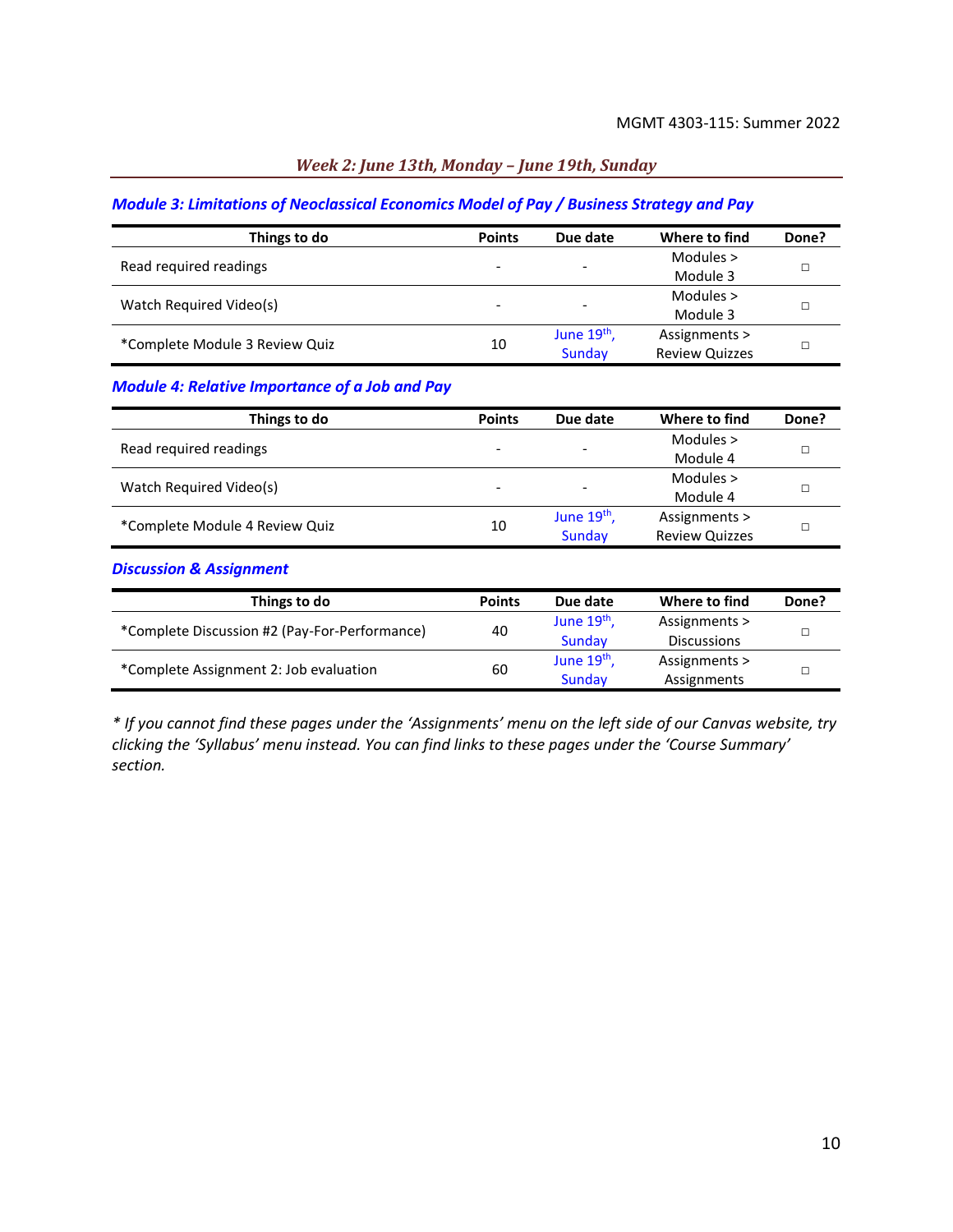## *Week 2: June 13th, Monday – June 19th, Sunday*

### *Module 3: Limitations of Neoclassical Economics Model of Pay / Business Strategy and Pay*

| Things to do | Points | Due date | Where to find | Done? |
|---|---|---|---|---|
| Read required readings | - | - | Modules > Module 3 | □ |
| Watch Required Video(s) | - | - | Modules > Module 3 | □ |
| *Complete Module 3 Review Quiz | 10 | June 19th, Sunday | Assignments > Review Quizzes | □ |

### *Module 4: Relative Importance of a Job and Pay*

| Things to do | Points | Due date | Where to find | Done? |
|---|---|---|---|---|
| Read required readings | - | - | Modules > Module 4 | □ |
| Watch Required Video(s) | - | - | Modules > Module 4 | □ |
| *Complete Module 4 Review Quiz | 10 | June 19th, Sunday | Assignments > Review Quizzes | □ |

### *Discussion & Assignment*

| Things to do | Points | Due date | Where to find | Done? |
|---|---|---|---|---|
| *Complete Discussion #2 (Pay-For-Performance) | 40 | June 19th, Sunday | Assignments > Discussions | □ |
| *Complete Assignment 2: Job evaluation | 60 | June 19th, Sunday | Assignments > Assignments | □ |

*\* If you cannot find these pages under the 'Assignments' menu on the left side of our Canvas website, try clicking the 'Syllabus' menu instead. You can find links to these pages under the 'Course Summary' section.*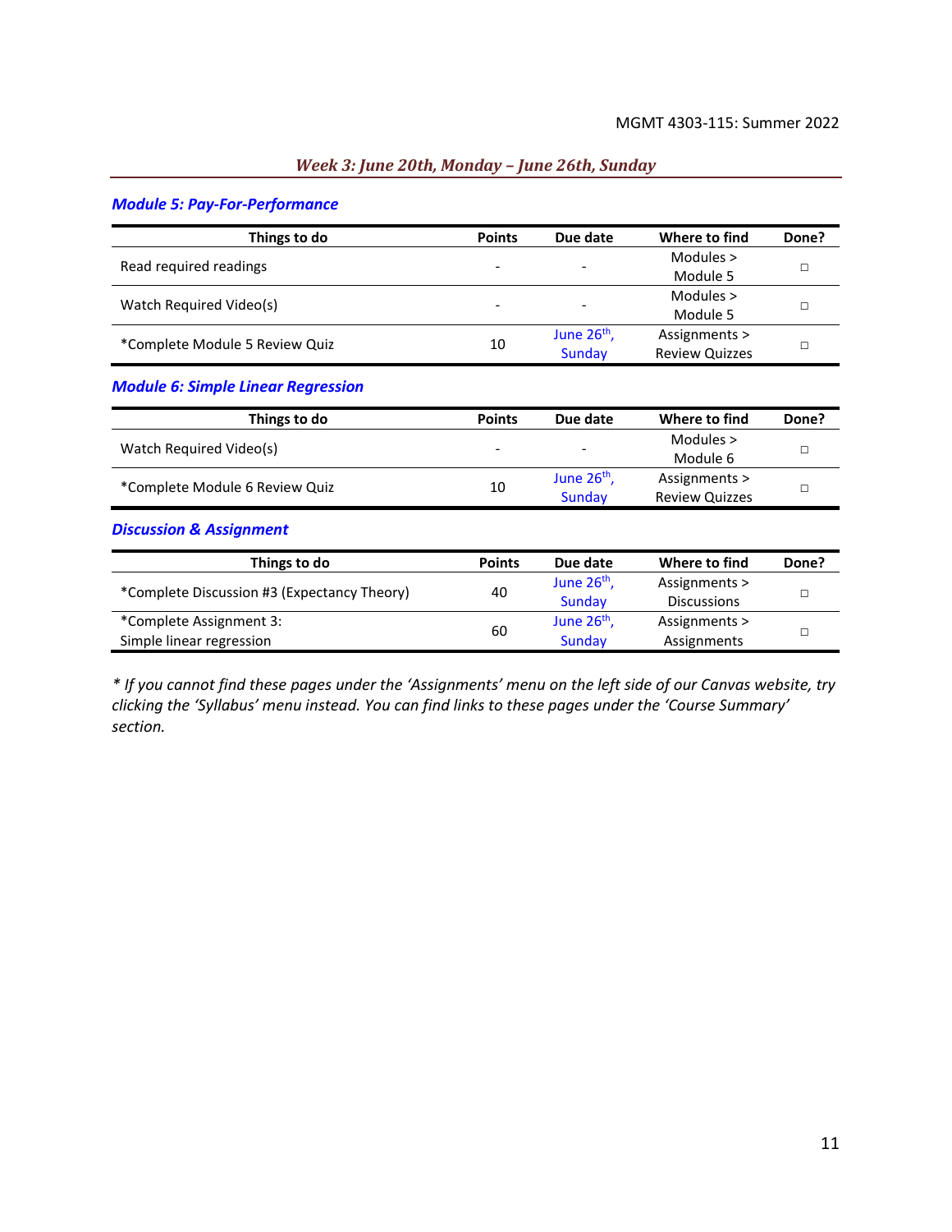## *Week 3: June 20th, Monday – June 26th, Sunday*

### *Module 5: Pay-For-Performance*

| Things to do | Points | Due date | Where to find | Done? |
|---|---|---|---|---|
| Read required readings | - | - | Modules > Module 5 | □ |
| Watch Required Video(s) | - | - | Modules > Module 5 | □ |
| *Complete Module 5 Review Quiz | 10 | June 26th, Sunday | Assignments > Review Quizzes | □ |

### *Module 6: Simple Linear Regression*

| Things to do | Points | Due date | Where to find | Done? |
|---|---|---|---|---|
| Watch Required Video(s) | - | - | Modules > Module 6 | □ |
| *Complete Module 6 Review Quiz | 10 | June 26th, Sunday | Assignments > Review Quizzes | □ |

### *Discussion & Assignment*

| Things to do | Points | Due date | Where to find | Done? |
|---|---|---|---|---|
| *Complete Discussion #3 (Expectancy Theory) | 40 | June 26th, Sunday | Assignments > Discussions | □ |
| *Complete Assignment 3: Simple linear regression | 60 | June 26th, Sunday | Assignments > Assignments | □ |

*\* If you cannot find these pages under the 'Assignments' menu on the left side of our Canvas website, try clicking the 'Syllabus' menu instead. You can find links to these pages under the 'Course Summary' section.*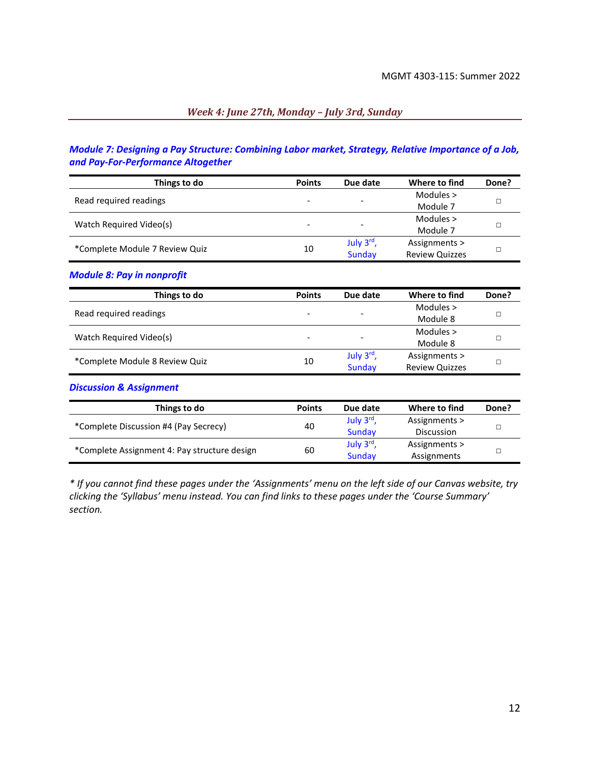## *Week 4: June 27th, Monday – July 3rd, Sunday*

### *Module 7: Designing a Pay Structure: Combining Labor market, Strategy, Relative Importance of a Job, and Pay-For-Performance Altogether*

| Things to do | Points | Due date | Where to find | Done? |
|---|---|---|---|---|
| Read required readings | - | - | Modules > Module 7 | □ |
| Watch Required Video(s) | - | - | Modules > Module 7 | □ |
| *Complete Module 7 Review Quiz | 10 | July 3rd, Sunday | Assignments > Review Quizzes | □ |

### *Module 8: Pay in nonprofit*

| Things to do | Points | Due date | Where to find | Done? |
|---|---|---|---|---|
| Read required readings | - | - | Modules > Module 8 | □ |
| Watch Required Video(s) | - | - | Modules > Module 8 | □ |
| *Complete Module 8 Review Quiz | 10 | July 3rd, Sunday | Assignments > Review Quizzes | □ |

### *Discussion & Assignment*

| Things to do | Points | Due date | Where to find | Done? |
|---|---|---|---|---|
| *Complete Discussion #4 (Pay Secrecy) | 40 | July 3rd, Sunday | Assignments > Discussion | □ |
| *Complete Assignment 4: Pay structure design | 60 | July 3rd, Sunday | Assignments > Assignments | □ |

*\* If you cannot find these pages under the 'Assignments' menu on the left side of our Canvas website, try clicking the 'Syllabus' menu instead. You can find links to these pages under the 'Course Summary' section.*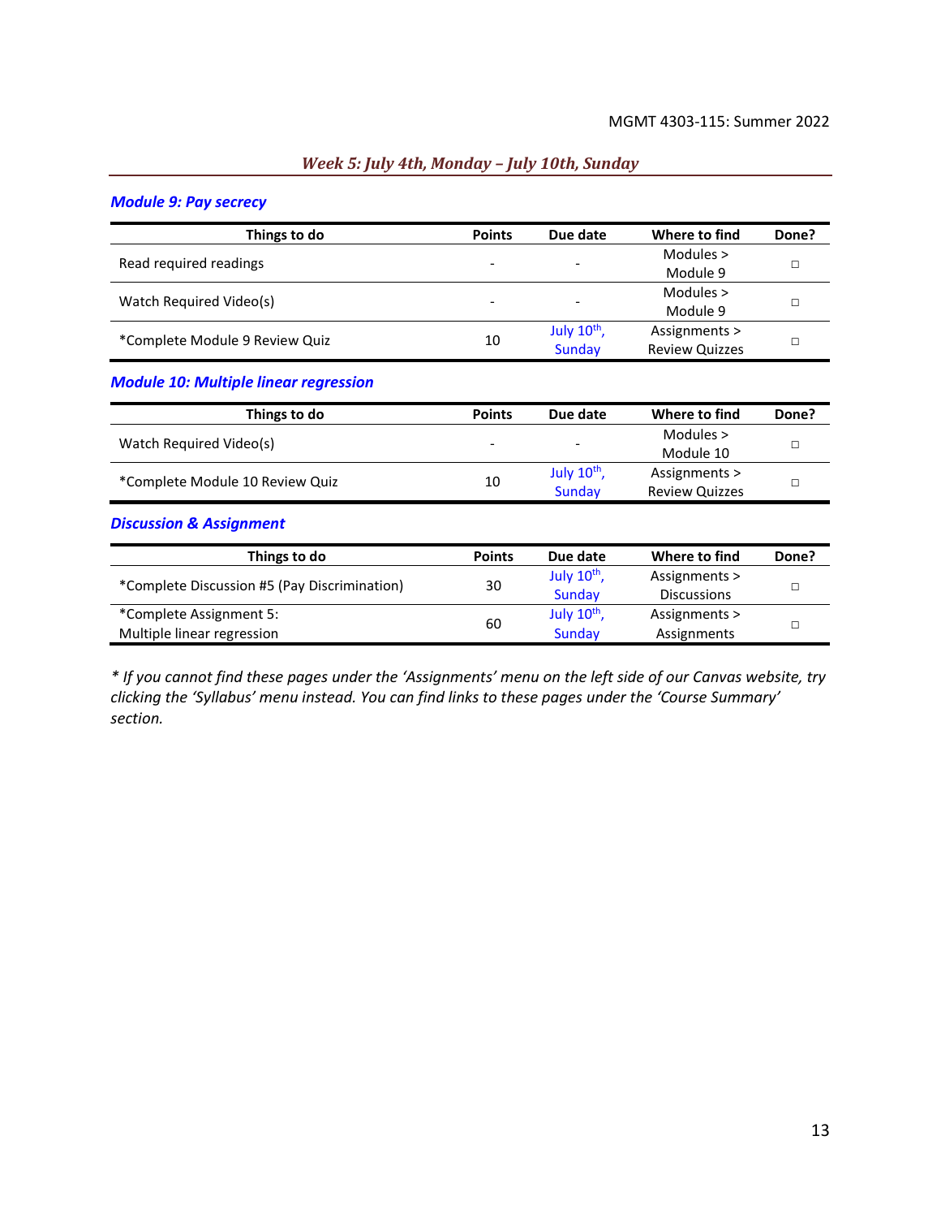## *Week 5: July 4th, Monday – July 10th, Sunday*

### *Module 9: Pay secrecy*

| Things to do | Points | Due date | Where to find | Done? |
|---|---|---|---|---|
| Read required readings | - | - | Modules > Module 9 | □ |
| Watch Required Video(s) | - | - | Modules > Module 9 | □ |
| *Complete Module 9 Review Quiz | 10 | July 10th, Sunday | Assignments > Review Quizzes | □ |

### *Module 10: Multiple linear regression*

| Things to do | Points | Due date | Where to find | Done? |
|---|---|---|---|---|
| Watch Required Video(s) | - | - | Modules > Module 10 | □ |
| *Complete Module 10 Review Quiz | 10 | July 10th, Sunday | Assignments > Review Quizzes | □ |

### *Discussion & Assignment*

| Things to do | Points | Due date | Where to find | Done? |
|---|---|---|---|---|
| *Complete Discussion #5 (Pay Discrimination) | 30 | July 10th, Sunday | Assignments > Discussions | □ |
| *Complete Assignment 5: Multiple linear regression | 60 | July 10th, Sunday | Assignments > Assignments | □ |

*\* If you cannot find these pages under the 'Assignments' menu on the left side of our Canvas website, try clicking the 'Syllabus' menu instead. You can find links to these pages under the 'Course Summary' section.*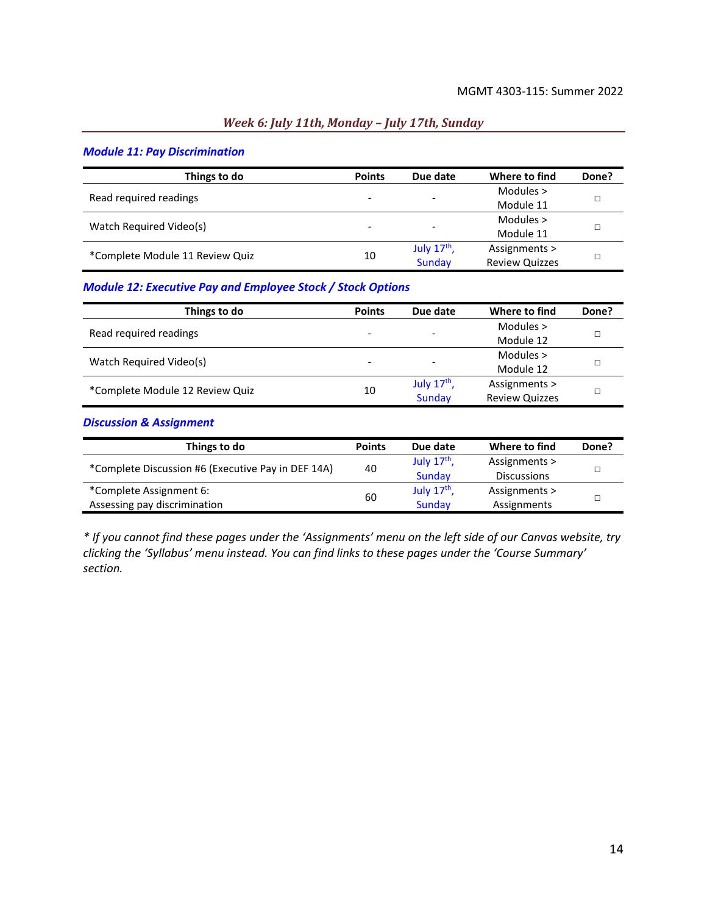## *Week 6: July 11th, Monday – July 17th, Sunday*

### *Module 11: Pay Discrimination*

| Things to do | Points | Due date | Where to find | Done? |
|---|---|---|---|---|
| Read required readings | - | - | Modules > Module 11 | □ |
| Watch Required Video(s) | - | - | Modules > Module 11 | □ |
| *Complete Module 11 Review Quiz | 10 | July 17th, Sunday | Assignments > Review Quizzes | □ |

### *Module 12: Executive Pay and Employee Stock / Stock Options*

| Things to do | Points | Due date | Where to find | Done? |
|---|---|---|---|---|
| Read required readings | - | - | Modules > Module 12 | □ |
| Watch Required Video(s) | - | - | Modules > Module 12 | □ |
| *Complete Module 12 Review Quiz | 10 | July 17th, Sunday | Assignments > Review Quizzes | □ |

### *Discussion & Assignment*

| Things to do | Points | Due date | Where to find | Done? |
|---|---|---|---|---|
| *Complete Discussion #6 (Executive Pay in DEF 14A) | 40 | July 17th, Sunday | Assignments > Discussions | □ |
| *Complete Assignment 6: Assessing pay discrimination | 60 | July 17th, Sunday | Assignments > Assignments | □ |

*\* If you cannot find these pages under the 'Assignments' menu on the left side of our Canvas website, try clicking the 'Syllabus' menu instead. You can find links to these pages under the 'Course Summary' section.*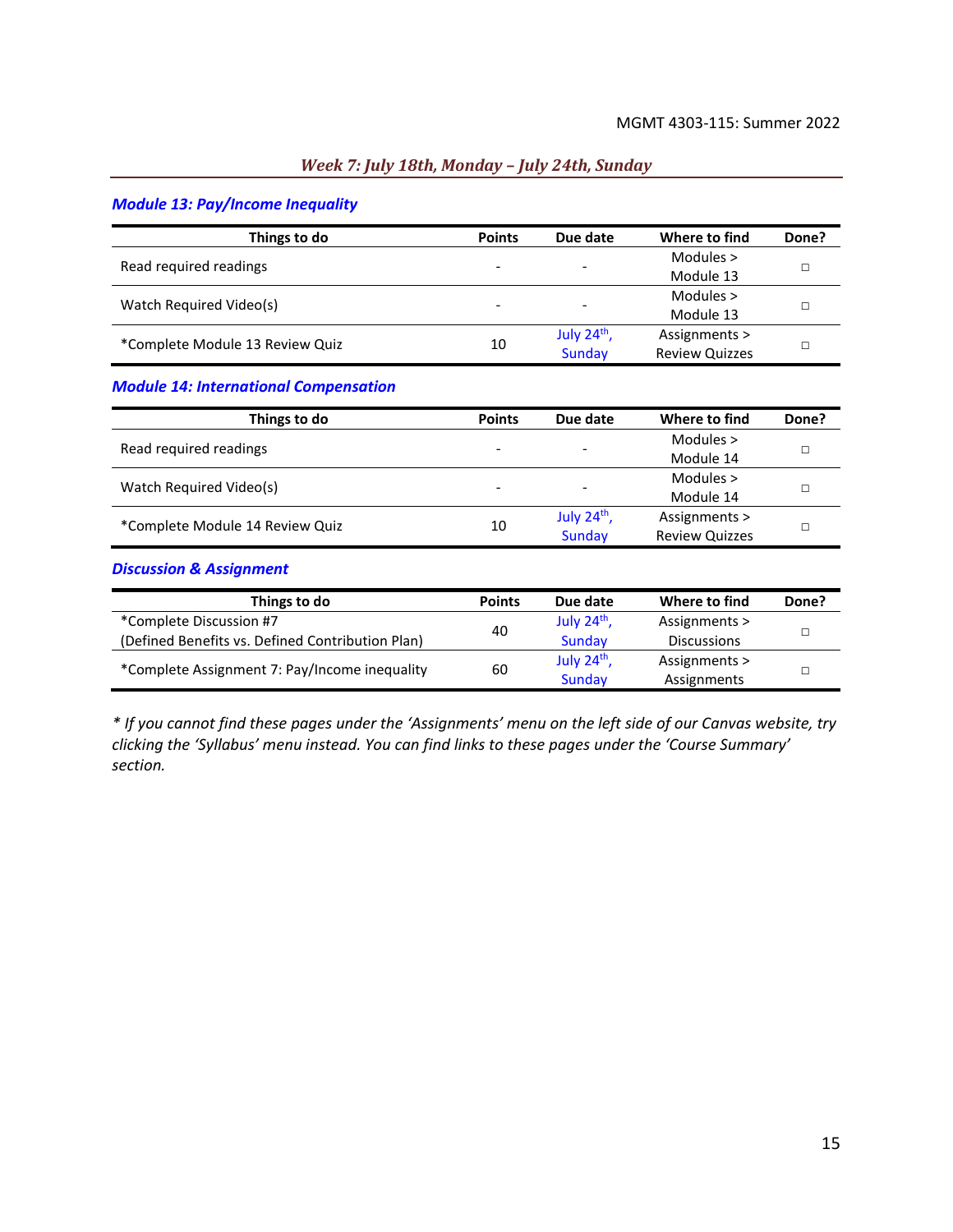## *Week 7: July 18th, Monday – July 24th, Sunday*

### *Module 13: Pay/Income Inequality*

| Things to do | Points | Due date | Where to find | Done? |
|---|---|---|---|---|
| Read required readings | - | - | Modules > Module 13 | □ |
| Watch Required Video(s) | - | - | Modules > Module 13 | □ |
| *Complete Module 13 Review Quiz | 10 | July 24th, Sunday | Assignments > Review Quizzes | □ |

### *Module 14: International Compensation*

| Things to do | Points | Due date | Where to find | Done? |
|---|---|---|---|---|
| Read required readings | - | - | Modules > Module 14 | □ |
| Watch Required Video(s) | - | - | Modules > Module 14 | □ |
| *Complete Module 14 Review Quiz | 10 | July 24th, Sunday | Assignments > Review Quizzes | □ |

### *Discussion & Assignment*

| Things to do | Points | Due date | Where to find | Done? |
|---|---|---|---|---|
| *Complete Discussion #7 (Defined Benefits vs. Defined Contribution Plan) | 40 | July 24th, Sunday | Assignments > Discussions | □ |
| *Complete Assignment 7: Pay/Income inequality | 60 | July 24th, Sunday | Assignments > Assignments | □ |

*\* If you cannot find these pages under the 'Assignments' menu on the left side of our Canvas website, try clicking the 'Syllabus' menu instead. You can find links to these pages under the 'Course Summary' section.*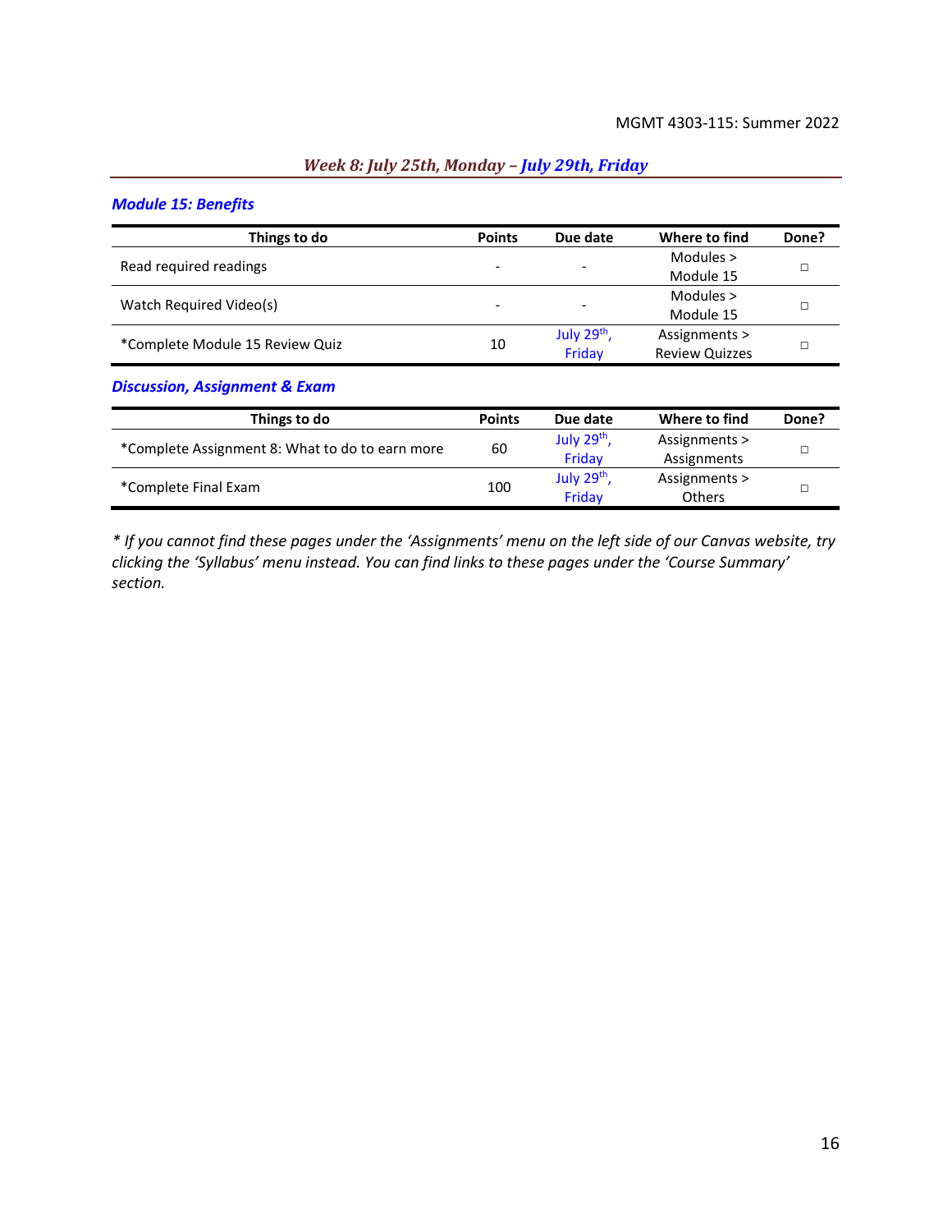## *Week 8: July 25th, Monday – July 29th, Friday*

### *Module 15: Benefits*

| Things to do | Points | Due date | Where to find | Done? |
|---|---|---|---|---|
| Read required readings | - | - | Modules > Module 15 | □ |
| Watch Required Video(s) | - | - | Modules > Module 15 | □ |
| *Complete Module 15 Review Quiz | 10 | July 29th, Friday | Assignments > Review Quizzes | □ |

### *Discussion, Assignment & Exam*

| Things to do | Points | Due date | Where to find | Done? |
|---|---|---|---|---|
| *Complete Assignment 8: What to do to earn more | 60 | July 29th, Friday | Assignments > Assignments | □ |
| *Complete Final Exam | 100 | July 29th, Friday | Assignments > Others | □ |

*\* If you cannot find these pages under the 'Assignments' menu on the left side of our Canvas website, try clicking the 'Syllabus' menu instead. You can find links to these pages under the 'Course Summary' section.*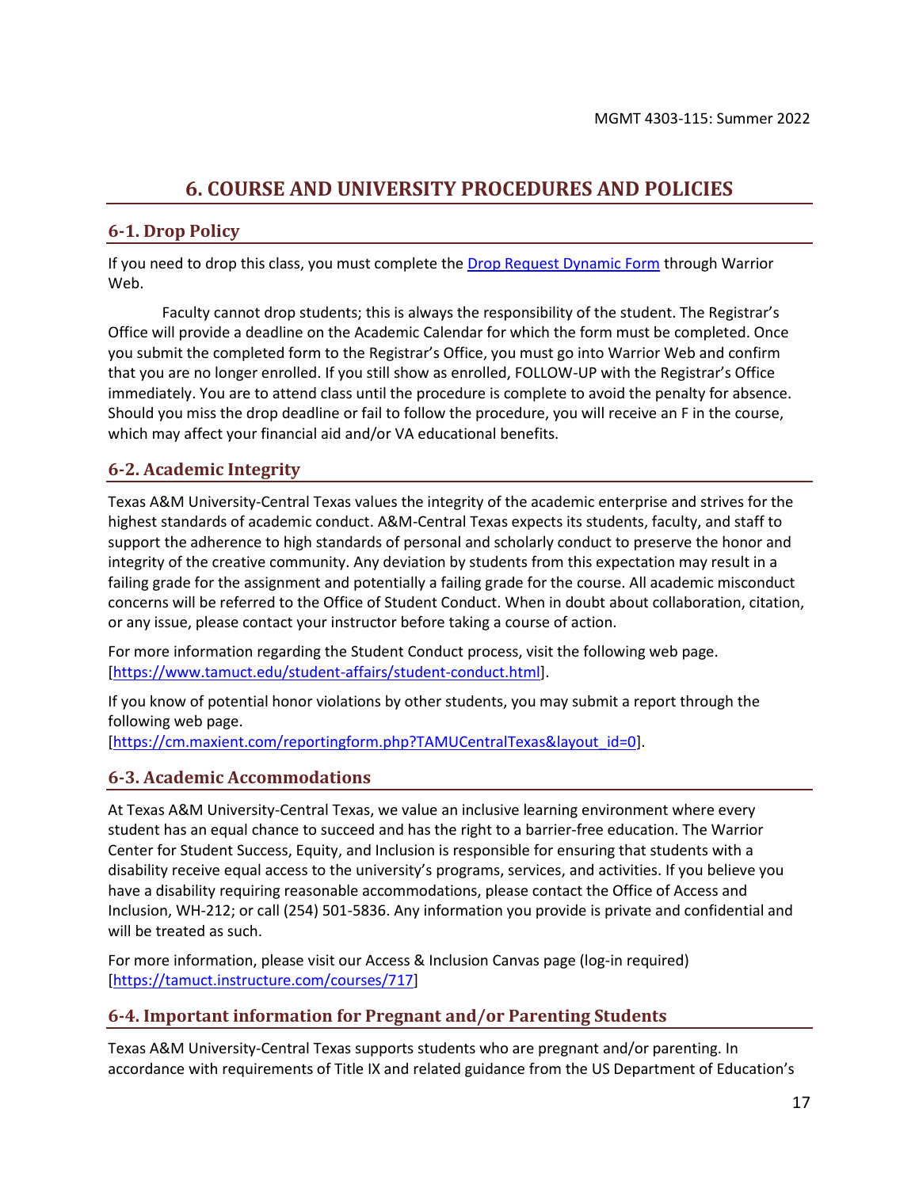# 6. COURSE AND UNIVERSITY PROCEDURES AND POLICIES

## 6-1. Drop Policy

If you need to drop this class, you must complete the [Drop Request Dynamic Form](#) through Warrior Web.

Faculty cannot drop students; this is always the responsibility of the student. The Registrar's Office will provide a deadline on the Academic Calendar for which the form must be completed. Once you submit the completed form to the Registrar's Office, you must go into Warrior Web and confirm that you are no longer enrolled. If you still show as enrolled, FOLLOW-UP with the Registrar's Office immediately. You are to attend class until the procedure is complete to avoid the penalty for absence. Should you miss the drop deadline or fail to follow the procedure, you will receive an F in the course, which may affect your financial aid and/or VA educational benefits.

## 6-2. Academic Integrity

Texas A&M University-Central Texas values the integrity of the academic enterprise and strives for the highest standards of academic conduct. A&M-Central Texas expects its students, faculty, and staff to support the adherence to high standards of personal and scholarly conduct to preserve the honor and integrity of the creative community. Any deviation by students from this expectation may result in a failing grade for the assignment and potentially a failing grade for the course. All academic misconduct concerns will be referred to the Office of Student Conduct. When in doubt about collaboration, citation, or any issue, please contact your instructor before taking a course of action.

For more information regarding the Student Conduct process, visit the following web page. [https://www.tamuct.edu/student-affairs/student-conduct.html].

If you know of potential honor violations by other students, you may submit a report through the following web page.
[https://cm.maxient.com/reportingform.php?TAMUCentralTexas&layout_id=0].

## 6-3. Academic Accommodations

At Texas A&M University-Central Texas, we value an inclusive learning environment where every student has an equal chance to succeed and has the right to a barrier-free education. The Warrior Center for Student Success, Equity, and Inclusion is responsible for ensuring that students with a disability receive equal access to the university's programs, services, and activities. If you believe you have a disability requiring reasonable accommodations, please contact the Office of Access and Inclusion, WH-212; or call (254) 501-5836. Any information you provide is private and confidential and will be treated as such.

For more information, please visit our Access & Inclusion Canvas page (log-in required) [https://tamuct.instructure.com/courses/717]

## 6-4. Important information for Pregnant and/or Parenting Students

Texas A&M University-Central Texas supports students who are pregnant and/or parenting. In accordance with requirements of Title IX and related guidance from the US Department of Education's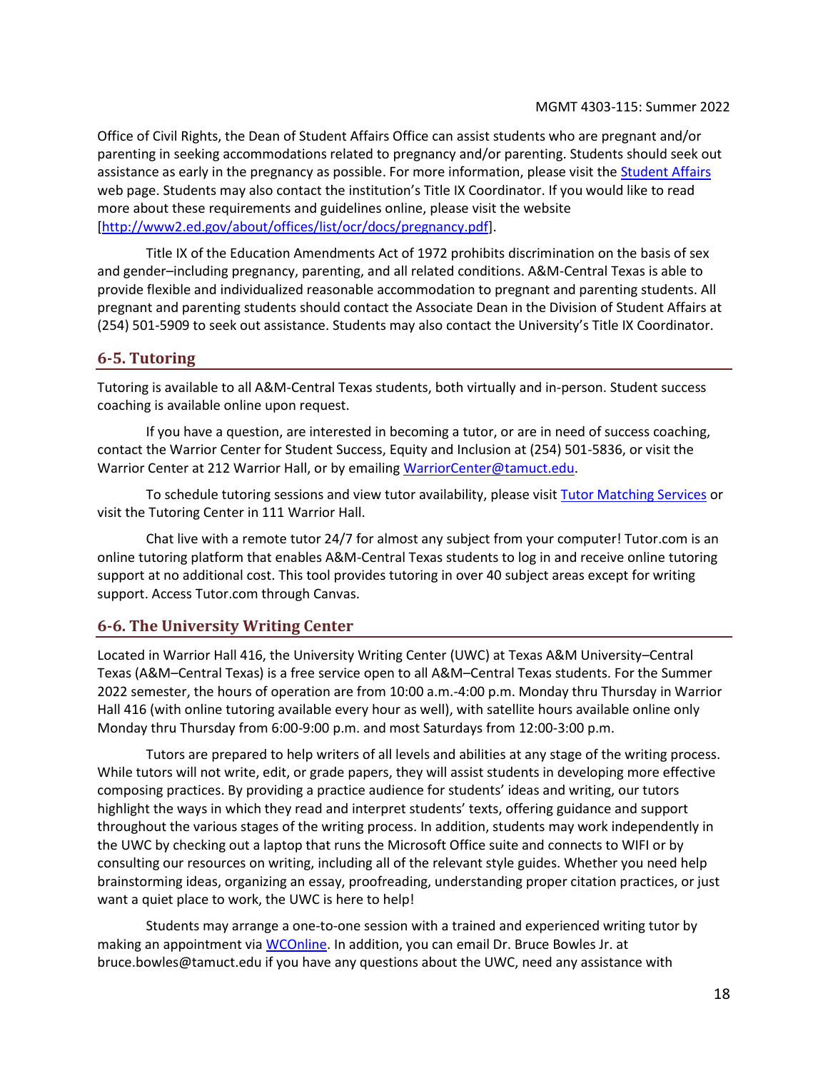Office of Civil Rights, the Dean of Student Affairs Office can assist students who are pregnant and/or parenting in seeking accommodations related to pregnancy and/or parenting. Students should seek out assistance as early in the pregnancy as possible. For more information, please visit the [Student Affairs](#) web page. Students may also contact the institution's Title IX Coordinator. If you would like to read more about these requirements and guidelines online, please visit the website [[http://www2.ed.gov/about/offices/list/ocr/docs/pregnancy.pdf](http://www2.ed.gov/about/offices/list/ocr/docs/pregnancy.pdf)].

Title IX of the Education Amendments Act of 1972 prohibits discrimination on the basis of sex and gender–including pregnancy, parenting, and all related conditions. A&M-Central Texas is able to provide flexible and individualized reasonable accommodation to pregnant and parenting students. All pregnant and parenting students should contact the Associate Dean in the Division of Student Affairs at (254) 501-5909 to seek out assistance. Students may also contact the University's Title IX Coordinator.

## 6-5. Tutoring

Tutoring is available to all A&M-Central Texas students, both virtually and in-person. Student success coaching is available online upon request.

If you have a question, are interested in becoming a tutor, or are in need of success coaching, contact the Warrior Center for Student Success, Equity and Inclusion at (254) 501-5836, or visit the Warrior Center at 212 Warrior Hall, or by emailing [WarriorCenter@tamuct.edu](mailto:WarriorCenter@tamuct.edu).

To schedule tutoring sessions and view tutor availability, please visit [Tutor Matching Services](#) or visit the Tutoring Center in 111 Warrior Hall.

Chat live with a remote tutor 24/7 for almost any subject from your computer! Tutor.com is an online tutoring platform that enables A&M-Central Texas students to log in and receive online tutoring support at no additional cost. This tool provides tutoring in over 40 subject areas except for writing support. Access Tutor.com through Canvas.

## 6-6. The University Writing Center

Located in Warrior Hall 416, the University Writing Center (UWC) at Texas A&M University–Central Texas (A&M–Central Texas) is a free service open to all A&M–Central Texas students. For the Summer 2022 semester, the hours of operation are from 10:00 a.m.-4:00 p.m. Monday thru Thursday in Warrior Hall 416 (with online tutoring available every hour as well), with satellite hours available online only Monday thru Thursday from 6:00-9:00 p.m. and most Saturdays from 12:00-3:00 p.m.

Tutors are prepared to help writers of all levels and abilities at any stage of the writing process. While tutors will not write, edit, or grade papers, they will assist students in developing more effective composing practices. By providing a practice audience for students' ideas and writing, our tutors highlight the ways in which they read and interpret students' texts, offering guidance and support throughout the various stages of the writing process. In addition, students may work independently in the UWC by checking out a laptop that runs the Microsoft Office suite and connects to WIFI or by consulting our resources on writing, including all of the relevant style guides. Whether you need help brainstorming ideas, organizing an essay, proofreading, understanding proper citation practices, or just want a quiet place to work, the UWC is here to help!

Students may arrange a one-to-one session with a trained and experienced writing tutor by making an appointment via [WCOnline](#). In addition, you can email Dr. Bruce Bowles Jr. at bruce.bowles@tamuct.edu if you have any questions about the UWC, need any assistance with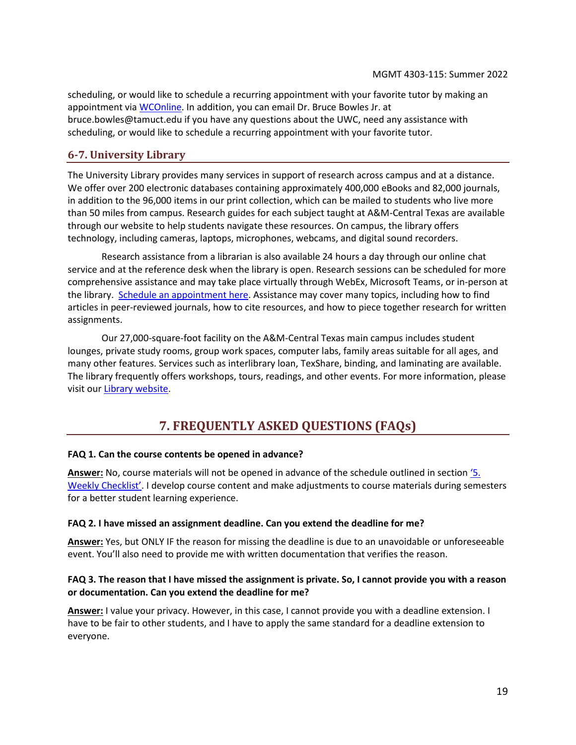scheduling, or would like to schedule a recurring appointment with your favorite tutor by making an appointment via [WCOnline](). In addition, you can email Dr. Bruce Bowles Jr. at bruce.bowles@tamuct.edu if you have any questions about the UWC, need any assistance with scheduling, or would like to schedule a recurring appointment with your favorite tutor.

### 6-7. University Library

The University Library provides many services in support of research across campus and at a distance. We offer over 200 electronic databases containing approximately 400,000 eBooks and 82,000 journals, in addition to the 96,000 items in our print collection, which can be mailed to students who live more than 50 miles from campus. Research guides for each subject taught at A&M-Central Texas are available through our website to help students navigate these resources. On campus, the library offers technology, including cameras, laptops, microphones, webcams, and digital sound recorders.

Research assistance from a librarian is also available 24 hours a day through our online chat service and at the reference desk when the library is open. Research sessions can be scheduled for more comprehensive assistance and may take place virtually through WebEx, Microsoft Teams, or in-person at the library. [Schedule an appointment here](). Assistance may cover many topics, including how to find articles in peer-reviewed journals, how to cite resources, and how to piece together research for written assignments.

Our 27,000-square-foot facility on the A&M-Central Texas main campus includes student lounges, private study rooms, group work spaces, computer labs, family areas suitable for all ages, and many other features. Services such as interlibrary loan, TexShare, binding, and laminating are available. The library frequently offers workshops, tours, readings, and other events. For more information, please visit our [Library website]().

## 7. FREQUENTLY ASKED QUESTIONS (FAQs)

**FAQ 1. Can the course contents be opened in advance?**

**Answer:** No, course materials will not be opened in advance of the schedule outlined in section ['5. Weekly Checklist'](). I develop course content and make adjustments to course materials during semesters for a better student learning experience.

**FAQ 2. I have missed an assignment deadline. Can you extend the deadline for me?**

**Answer:** Yes, but ONLY IF the reason for missing the deadline is due to an unavoidable or unforeseeable event. You'll also need to provide me with written documentation that verifies the reason.

**FAQ 3. The reason that I have missed the assignment is private. So, I cannot provide you with a reason or documentation. Can you extend the deadline for me?**

**Answer:** I value your privacy. However, in this case, I cannot provide you with a deadline extension. I have to be fair to other students, and I have to apply the same standard for a deadline extension to everyone.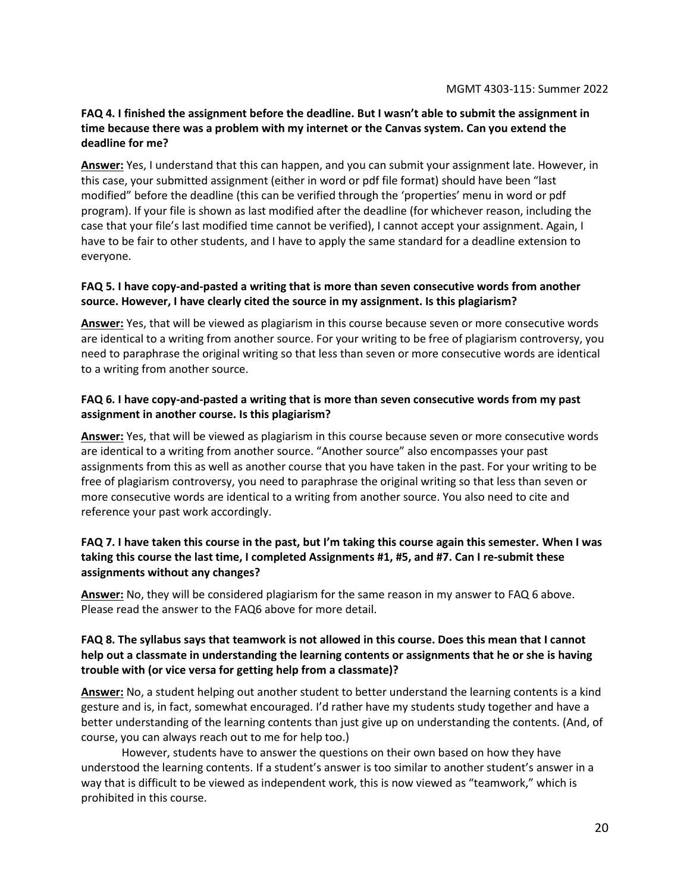**FAQ 4. I finished the assignment before the deadline. But I wasn't able to submit the assignment in time because there was a problem with my internet or the Canvas system. Can you extend the deadline for me?**

**Answer:** Yes, I understand that this can happen, and you can submit your assignment late. However, in this case, your submitted assignment (either in word or pdf file format) should have been "last modified" before the deadline (this can be verified through the 'properties' menu in word or pdf program). If your file is shown as last modified after the deadline (for whichever reason, including the case that your file's last modified time cannot be verified), I cannot accept your assignment. Again, I have to be fair to other students, and I have to apply the same standard for a deadline extension to everyone.

**FAQ 5. I have copy-and-pasted a writing that is more than seven consecutive words from another source. However, I have clearly cited the source in my assignment. Is this plagiarism?**

**Answer:** Yes, that will be viewed as plagiarism in this course because seven or more consecutive words are identical to a writing from another source. For your writing to be free of plagiarism controversy, you need to paraphrase the original writing so that less than seven or more consecutive words are identical to a writing from another source.

**FAQ 6. I have copy-and-pasted a writing that is more than seven consecutive words from my past assignment in another course. Is this plagiarism?**

**Answer:** Yes, that will be viewed as plagiarism in this course because seven or more consecutive words are identical to a writing from another source. "Another source" also encompasses your past assignments from this as well as another course that you have taken in the past. For your writing to be free of plagiarism controversy, you need to paraphrase the original writing so that less than seven or more consecutive words are identical to a writing from another source. You also need to cite and reference your past work accordingly.

**FAQ 7. I have taken this course in the past, but I'm taking this course again this semester. When I was taking this course the last time, I completed Assignments #1, #5, and #7. Can I re-submit these assignments without any changes?**

**Answer:** No, they will be considered plagiarism for the same reason in my answer to FAQ 6 above. Please read the answer to the FAQ6 above for more detail.

**FAQ 8. The syllabus says that teamwork is not allowed in this course. Does this mean that I cannot help out a classmate in understanding the learning contents or assignments that he or she is having trouble with (or vice versa for getting help from a classmate)?**

**Answer:** No, a student helping out another student to better understand the learning contents is a kind gesture and is, in fact, somewhat encouraged. I'd rather have my students study together and have a better understanding of the learning contents than just give up on understanding the contents. (And, of course, you can always reach out to me for help too.)

However, students have to answer the questions on their own based on how they have understood the learning contents. If a student's answer is too similar to another student's answer in a way that is difficult to be viewed as independent work, this is now viewed as "teamwork," which is prohibited in this course.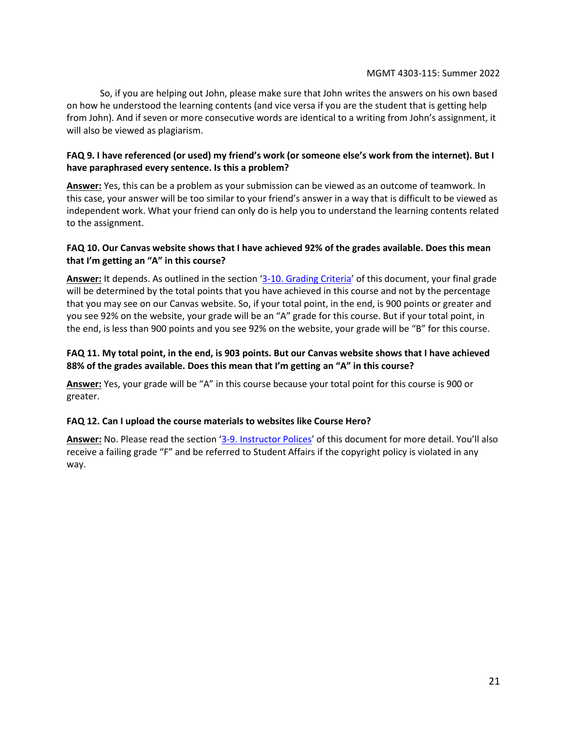So, if you are helping out John, please make sure that John writes the answers on his own based on how he understood the learning contents (and vice versa if you are the student that is getting help from John). And if seven or more consecutive words are identical to a writing from John's assignment, it will also be viewed as plagiarism.

**FAQ 9. I have referenced (or used) my friend's work (or someone else's work from the internet). But I have paraphrased every sentence. Is this a problem?**

**Answer:** Yes, this can be a problem as your submission can be viewed as an outcome of teamwork. In this case, your answer will be too similar to your friend's answer in a way that is difficult to be viewed as independent work. What your friend can only do is help you to understand the learning contents related to the assignment.

**FAQ 10. Our Canvas website shows that I have achieved 92% of the grades available. Does this mean that I'm getting an "A" in this course?**

**Answer:** It depends. As outlined in the section '3-10. Grading Criteria' of this document, your final grade will be determined by the total points that you have achieved in this course and not by the percentage that you may see on our Canvas website. So, if your total point, in the end, is 900 points or greater and you see 92% on the website, your grade will be an "A" grade for this course. But if your total point, in the end, is less than 900 points and you see 92% on the website, your grade will be "B" for this course.

**FAQ 11. My total point, in the end, is 903 points. But our Canvas website shows that I have achieved 88% of the grades available. Does this mean that I'm getting an "A" in this course?**

**Answer:** Yes, your grade will be "A" in this course because your total point for this course is 900 or greater.

**FAQ 12. Can I upload the course materials to websites like Course Hero?**

**Answer:** No. Please read the section '3-9. Instructor Polices' of this document for more detail. You'll also receive a failing grade "F" and be referred to Student Affairs if the copyright policy is violated in any way.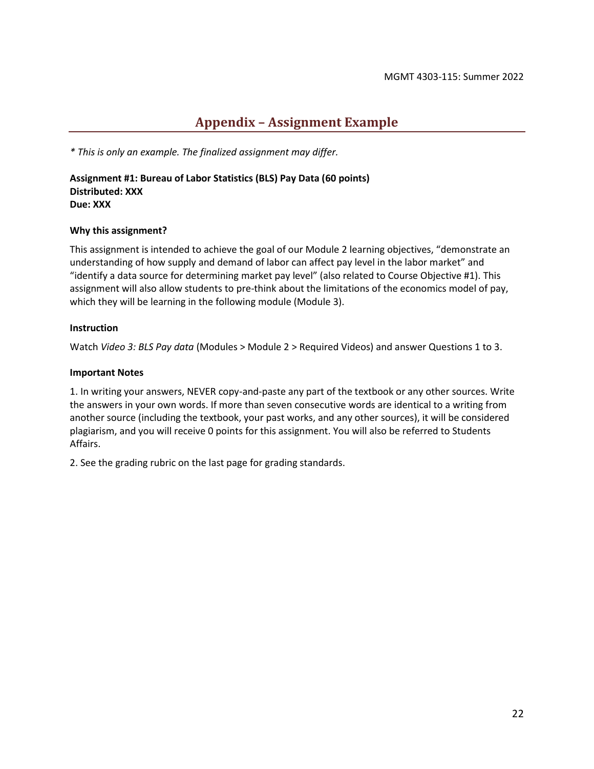## Appendix – Assignment Example

*\* This is only an example. The finalized assignment may differ.*

**Assignment #1: Bureau of Labor Statistics (BLS) Pay Data (60 points)**
**Distributed: XXX**
**Due: XXX**

**Why this assignment?**

This assignment is intended to achieve the goal of our Module 2 learning objectives, "demonstrate an understanding of how supply and demand of labor can affect pay level in the labor market" and "identify a data source for determining market pay level" (also related to Course Objective #1). This assignment will also allow students to pre-think about the limitations of the economics model of pay, which they will be learning in the following module (Module 3).

**Instruction**

Watch *Video 3: BLS Pay data* (Modules > Module 2 > Required Videos) and answer Questions 1 to 3.

**Important Notes**

1. In writing your answers, NEVER copy-and-paste any part of the textbook or any other sources. Write the answers in your own words. If more than seven consecutive words are identical to a writing from another source (including the textbook, your past works, and any other sources), it will be considered plagiarism, and you will receive 0 points for this assignment. You will also be referred to Students Affairs.

2. See the grading rubric on the last page for grading standards.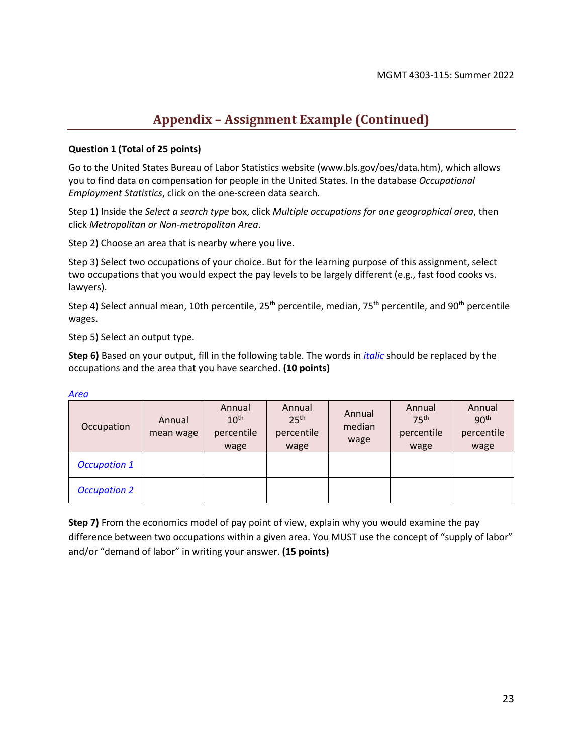## Appendix – Assignment Example (Continued)

**Question 1 (Total of 25 points)**

Go to the United States Bureau of Labor Statistics website (www.bls.gov/oes/data.htm), which allows you to find data on compensation for people in the United States. In the database *Occupational Employment Statistics*, click on the one-screen data search.

Step 1) Inside the *Select a search type* box, click *Multiple occupations for one geographical area*, then click *Metropolitan or Non-metropolitan Area*.

Step 2) Choose an area that is nearby where you live.

Step 3) Select two occupations of your choice. But for the learning purpose of this assignment, select two occupations that you would expect the pay levels to be largely different (e.g., fast food cooks vs. lawyers).

Step 4) Select annual mean, 10th percentile, 25th percentile, median, 75th percentile, and 90th percentile wages.

Step 5) Select an output type.

**Step 6)** Based on your output, fill in the following table. The words in *italic* should be replaced by the occupations and the area that you have searched. **(10 points)**

*Area*

| Occupation | Annual mean wage | Annual 10th percentile wage | Annual 25th percentile wage | Annual median wage | Annual 75th percentile wage | Annual 90th percentile wage |
|---|---|---|---|---|---|---|
| *Occupation 1* | | | | | | |
| *Occupation 2* | | | | | | |

**Step 7)** From the economics model of pay point of view, explain why you would examine the pay difference between two occupations within a given area. You MUST use the concept of "supply of labor" and/or "demand of labor" in writing your answer. **(15 points)**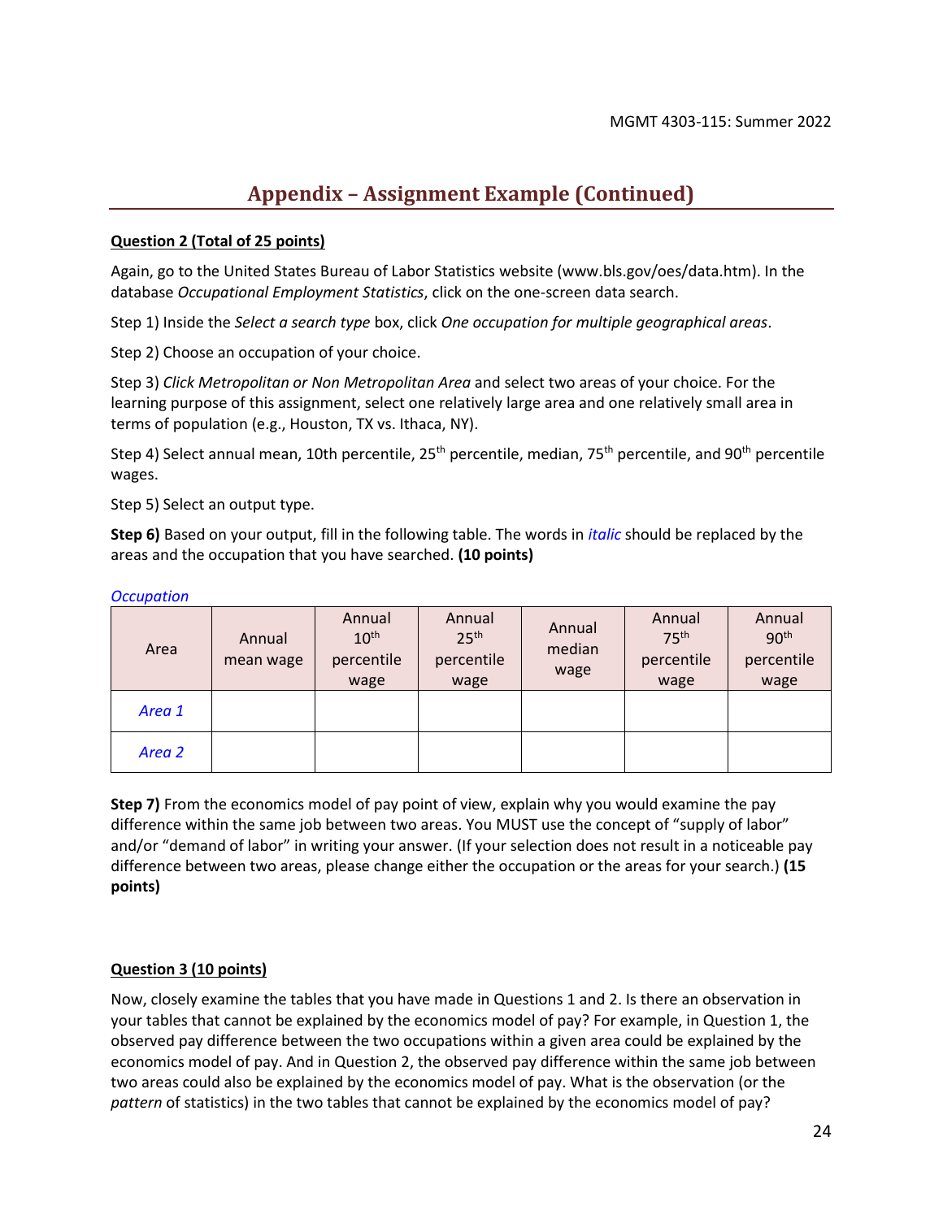## Appendix – Assignment Example (Continued)

**Question 2 (Total of 25 points)**

Again, go to the United States Bureau of Labor Statistics website (www.bls.gov/oes/data.htm). In the database *Occupational Employment Statistics*, click on the one-screen data search.

Step 1) Inside the *Select a search type* box, click *One occupation for multiple geographical areas*.

Step 2) Choose an occupation of your choice.

Step 3) *Click Metropolitan or Non Metropolitan Area* and select two areas of your choice. For the learning purpose of this assignment, select one relatively large area and one relatively small area in terms of population (e.g., Houston, TX vs. Ithaca, NY).

Step 4) Select annual mean, 10th percentile, 25th percentile, median, 75th percentile, and 90th percentile wages.

Step 5) Select an output type.

**Step 6)** Based on your output, fill in the following table. The words in *italic* should be replaced by the areas and the occupation that you have searched. **(10 points)**

*Occupation*

| Area | Annual mean wage | Annual 10th percentile wage | Annual 25th percentile wage | Annual median wage | Annual 75th percentile wage | Annual 90th percentile wage |
|---|---|---|---|---|---|---|
| *Area 1* | | | | | | |
| *Area 2* | | | | | | |

**Step 7)** From the economics model of pay point of view, explain why you would examine the pay difference within the same job between two areas. You MUST use the concept of "supply of labor" and/or "demand of labor" in writing your answer. (If your selection does not result in a noticeable pay difference between two areas, please change either the occupation or the areas for your search.) **(15 points)**

**Question 3 (10 points)**

Now, closely examine the tables that you have made in Questions 1 and 2. Is there an observation in your tables that cannot be explained by the economics model of pay? For example, in Question 1, the observed pay difference between the two occupations within a given area could be explained by the economics model of pay. And in Question 2, the observed pay difference within the same job between two areas could also be explained by the economics model of pay. What is the observation (or the *pattern* of statistics) in the two tables that cannot be explained by the economics model of pay?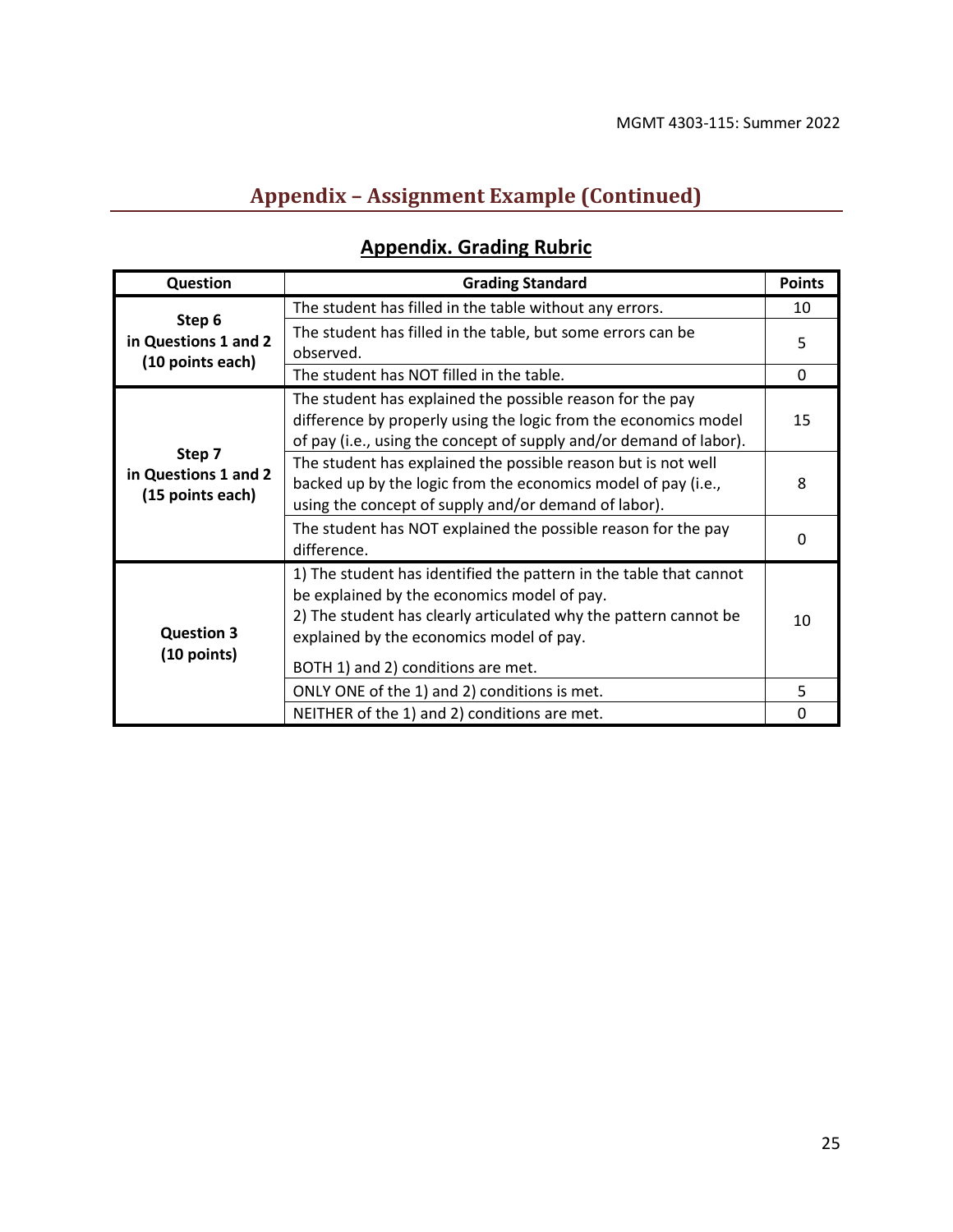## Appendix – Assignment Example (Continued)

### Appendix. Grading Rubric

| Question | Grading Standard | Points |
|---|---|---|
| **Step 6 in Questions 1 and 2 (10 points each)** | The student has filled in the table without any errors. | 10 |
| | The student has filled in the table, but some errors can be observed. | 5 |
| | The student has NOT filled in the table. | 0 |
| **Step 7 in Questions 1 and 2 (15 points each)** | The student has explained the possible reason for the pay difference by properly using the logic from the economics model of pay (i.e., using the concept of supply and/or demand of labor). | 15 |
| | The student has explained the possible reason but is not well backed up by the logic from the economics model of pay (i.e., using the concept of supply and/or demand of labor). | 8 |
| | The student has NOT explained the possible reason for the pay difference. | 0 |
| **Question 3 (10 points)** | 1) The student has identified the pattern in the table that cannot be explained by the economics model of pay.<br>2) The student has clearly articulated why the pattern cannot be explained by the economics model of pay.<br><br>BOTH 1) and 2) conditions are met. | 10 |
| | ONLY ONE of the 1) and 2) conditions is met. | 5 |
| | NEITHER of the 1) and 2) conditions are met. | 0 |